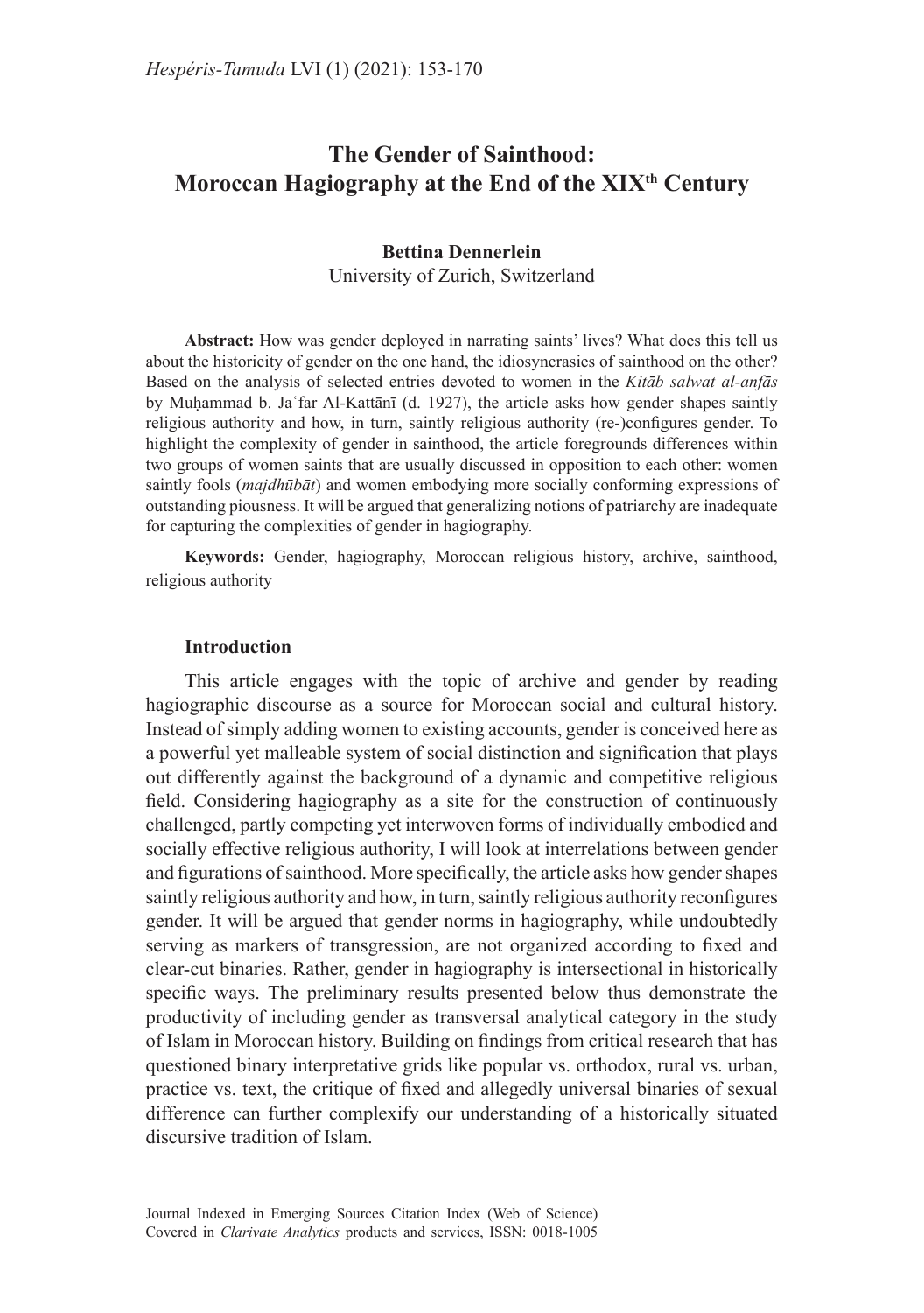# The Gender of Sainthood: Moroccan Hagiography at the End of the XIX$^{th}$ Century

**Bettina Dennerlein**
University of Zurich, Switzerland

**Abstract:** How was gender deployed in narrating saints' lives? What does this tell us about the historicity of gender on the one hand, the idiosyncrasies of sainthood on the other? Based on the analysis of selected entries devoted to women in the *Kitāb salwat al-anfās* by Muḥammad b. Jaʿfar Al-Kattānī (d. 1927), the article asks how gender shapes saintly religious authority and how, in turn, saintly religious authority (re-)configures gender. To highlight the complexity of gender in sainthood, the article foregrounds differences within two groups of women saints that are usually discussed in opposition to each other: women saintly fools (*majdhūbāt*) and women embodying more socially conforming expressions of outstanding piousness. It will be argued that generalizing notions of patriarchy are inadequate for capturing the complexities of gender in hagiography.

**Keywords:** Gender, hagiography, Moroccan religious history, archive, sainthood, religious authority

## Introduction

This article engages with the topic of archive and gender by reading hagiographic discourse as a source for Moroccan social and cultural history. Instead of simply adding women to existing accounts, gender is conceived here as a powerful yet malleable system of social distinction and signification that plays out differently against the background of a dynamic and competitive religious field. Considering hagiography as a site for the construction of continuously challenged, partly competing yet interwoven forms of individually embodied and socially effective religious authority, I will look at interrelations between gender and figurations of sainthood. More specifically, the article asks how gender shapes saintly religious authority and how, in turn, saintly religious authority reconfigures gender. It will be argued that gender norms in hagiography, while undoubtedly serving as markers of transgression, are not organized according to fixed and clear-cut binaries. Rather, gender in hagiography is intersectional in historically specific ways. The preliminary results presented below thus demonstrate the productivity of including gender as transversal analytical category in the study of Islam in Moroccan history. Building on findings from critical research that has questioned binary interpretative grids like popular vs. orthodox, rural vs. urban, practice vs. text, the critique of fixed and allegedly universal binaries of sexual difference can further complexify our understanding of a historically situated discursive tradition of Islam.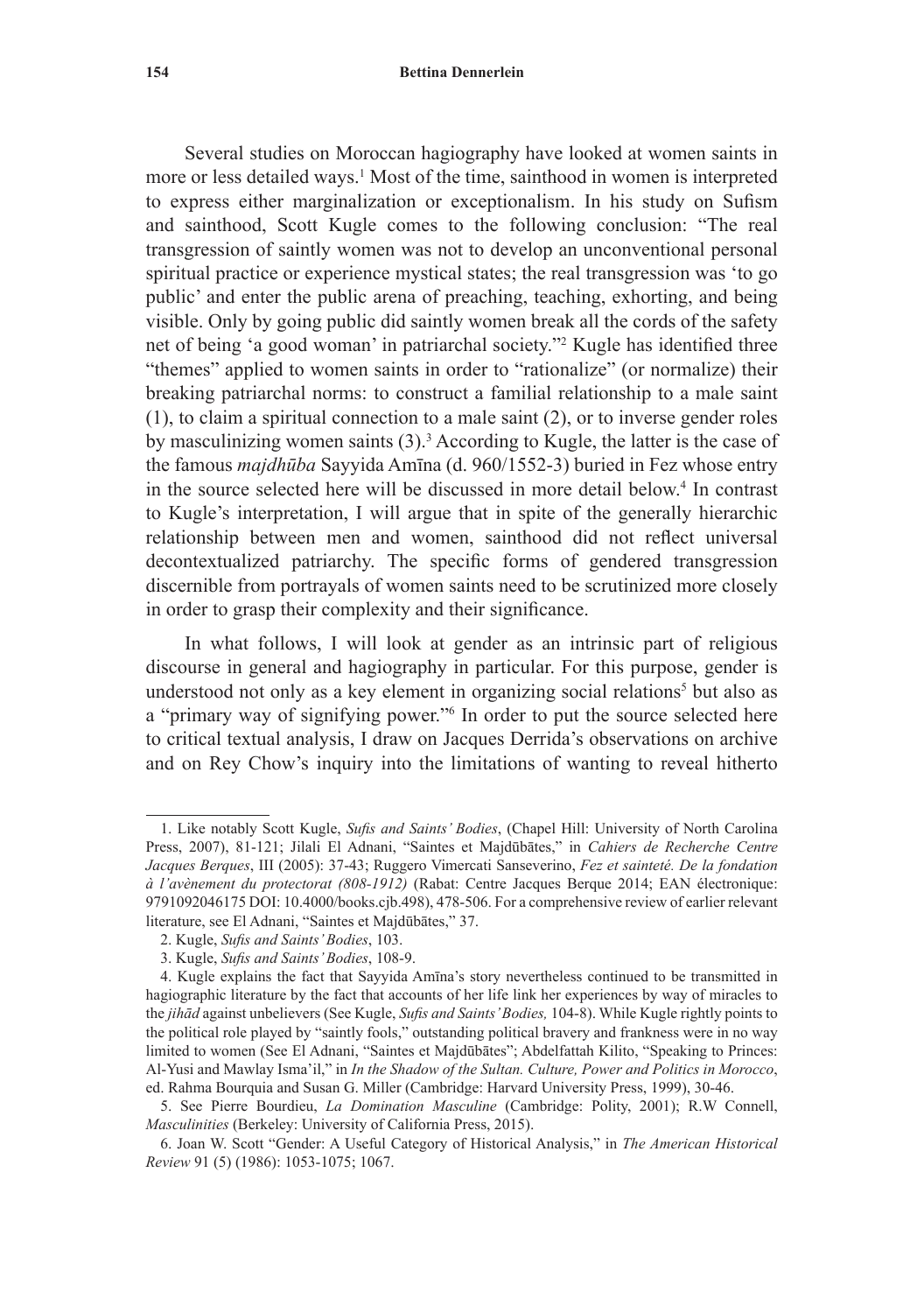Several studies on Moroccan hagiography have looked at women saints in more or less detailed ways.[1] Most of the time, sainthood in women is interpreted to express either marginalization or exceptionalism. In his study on Sufism and sainthood, Scott Kugle comes to the following conclusion: "The real transgression of saintly women was not to develop an unconventional personal spiritual practice or experience mystical states; the real transgression was 'to go public' and enter the public arena of preaching, teaching, exhorting, and being visible. Only by going public did saintly women break all the cords of the safety net of being 'a good woman' in patriarchal society."[2] Kugle has identified three "themes" applied to women saints in order to "rationalize" (or normalize) their breaking patriarchal norms: to construct a familial relationship to a male saint (1), to claim a spiritual connection to a male saint (2), or to inverse gender roles by masculinizing women saints (3).[3] According to Kugle, the latter is the case of the famous *majdhūba* Sayyida Amīna (d. 960/1552-3) buried in Fez whose entry in the source selected here will be discussed in more detail below.[4] In contrast to Kugle's interpretation, I will argue that in spite of the generally hierarchic relationship between men and women, sainthood did not reflect universal decontextualized patriarchy. The specific forms of gendered transgression discernible from portrayals of women saints need to be scrutinized more closely in order to grasp their complexity and their significance.

In what follows, I will look at gender as an intrinsic part of religious discourse in general and hagiography in particular. For this purpose, gender is understood not only as a key element in organizing social relations[5] but also as a "primary way of signifying power."[6] In order to put the source selected here to critical textual analysis, I draw on Jacques Derrida's observations on archive and on Rey Chow's inquiry into the limitations of wanting to reveal hitherto

---

1. Like notably Scott Kugle, *Sufis and Saints' Bodies*, (Chapel Hill: University of North Carolina Press, 2007), 81-121; Jilali El Adnani, "Saintes et Majdūbātes," in *Cahiers de Recherche Centre Jacques Berques*, III (2005): 37-43; Ruggero Vimercati Sanseverino, *Fez et sainteté. De la fondation à l'avènement du protectorat (808-1912)* (Rabat: Centre Jacques Berque 2014; EAN électronique: 9791092046175 DOI: 10.4000/books.cjb.498), 478-506. For a comprehensive review of earlier relevant literature, see El Adnani, "Saintes et Majdūbātes," 37.

2. Kugle, *Sufis and Saints' Bodies*, 103.

3. Kugle, *Sufis and Saints' Bodies*, 108-9.

4. Kugle explains the fact that Sayyida Amīna's story nevertheless continued to be transmitted in hagiographic literature by the fact that accounts of her life link her experiences by way of miracles to the *jihād* against unbelievers (See Kugle, *Sufis and Saints' Bodies,* 104-8). While Kugle rightly points to the political role played by "saintly fools," outstanding political bravery and frankness were in no way limited to women (See El Adnani, "Saintes et Majdūbātes"; Abdelfattah Kilito, "Speaking to Princes: Al-Yusi and Mawlay Isma'il," in *In the Shadow of the Sultan. Culture, Power and Politics in Morocco*, ed. Rahma Bourquia and Susan G. Miller (Cambridge: Harvard University Press, 1999), 30-46.

5. See Pierre Bourdieu, *La Domination Masculine* (Cambridge: Polity, 2001); R.W Connell, *Masculinities* (Berkeley: University of California Press, 2015).

6. Joan W. Scott "Gender: A Useful Category of Historical Analysis," in *The American Historical Review* 91 (5) (1986): 1053-1075; 1067.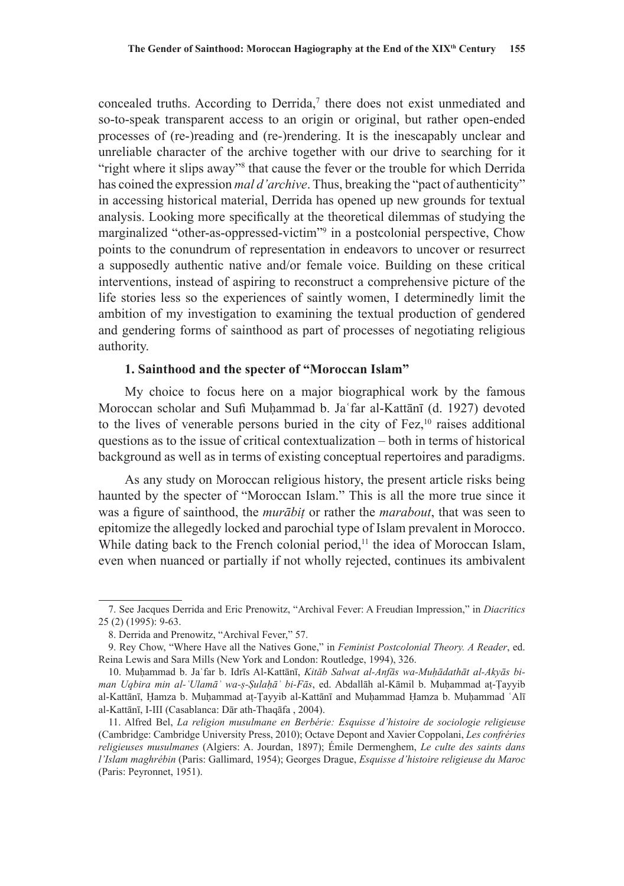concealed truths. According to Derrida,[7] there does not exist unmediated and so-to-speak transparent access to an origin or original, but rather open-ended processes of (re-)reading and (re-)rendering. It is the inescapably unclear and unreliable character of the archive together with our drive to searching for it "right where it slips away"[8] that cause the fever or the trouble for which Derrida has coined the expression *mal d'archive*. Thus, breaking the "pact of authenticity" in accessing historical material, Derrida has opened up new grounds for textual analysis. Looking more specifically at the theoretical dilemmas of studying the marginalized "other-as-oppressed-victim"[9] in a postcolonial perspective, Chow points to the conundrum of representation in endeavors to uncover or resurrect a supposedly authentic native and/or female voice. Building on these critical interventions, instead of aspiring to reconstruct a comprehensive picture of the life stories less so the experiences of saintly women, I determinedly limit the ambition of my investigation to examining the textual production of gendered and gendering forms of sainthood as part of processes of negotiating religious authority.

### 1. Sainthood and the specter of "Moroccan Islam"

My choice to focus here on a major biographical work by the famous Moroccan scholar and Sufi Muḥammad b. Jaʿfar al-Kattānī (d. 1927) devoted to the lives of venerable persons buried in the city of Fez,[10] raises additional questions as to the issue of critical contextualization – both in terms of historical background as well as in terms of existing conceptual repertoires and paradigms.

As any study on Moroccan religious history, the present article risks being haunted by the specter of "Moroccan Islam." This is all the more true since it was a figure of sainthood, the *murābiṭ* or rather the *marabout*, that was seen to epitomize the allegedly locked and parochial type of Islam prevalent in Morocco. While dating back to the French colonial period,[11] the idea of Moroccan Islam, even when nuanced or partially if not wholly rejected, continues its ambivalent

---

7. See Jacques Derrida and Eric Prenowitz, "Archival Fever: A Freudian Impression," in *Diacritics* 25 (2) (1995): 9-63.

8. Derrida and Prenowitz, "Archival Fever," 57.

9. Rey Chow, "Where Have all the Natives Gone," in *Feminist Postcolonial Theory. A Reader*, ed. Reina Lewis and Sara Mills (New York and London: Routledge, 1994), 326.

10. Muḥammad b. Jaʿfar b. Idrīs Al-Kattānī, *Kitāb Salwat al-Anfās wa-Muḥādathāt al-Akyās bi-man Uqbira min al-ʿUlamāʾ wa-ṣ-Ṣulaḥāʾ bi-Fās*, ed. Abdallāh al-Kāmil b. Muḥammad aṭ-Ṭayyib al-Kattānī, Ḥamza b. Muḥammad aṭ-Ṭayyib al-Kattānī and Muḥammad Ḥamza b. Muḥammad ʿAlī al-Kattānī, I-III (Casablanca: Dār ath-Thaqāfa , 2004).

11. Alfred Bel, *La religion musulmane en Berbérie: Esquisse d'histoire de sociologie religieuse* (Cambridge: Cambridge University Press, 2010); Octave Depont and Xavier Coppolani, *Les confréries religieuses musulmanes* (Algiers: A. Jourdan, 1897); Émile Dermenghem, *Le culte des saints dans l'Islam maghrébin* (Paris: Gallimard, 1954); Georges Drague, *Esquisse d'histoire religieuse du Maroc* (Paris: Peyronnet, 1951).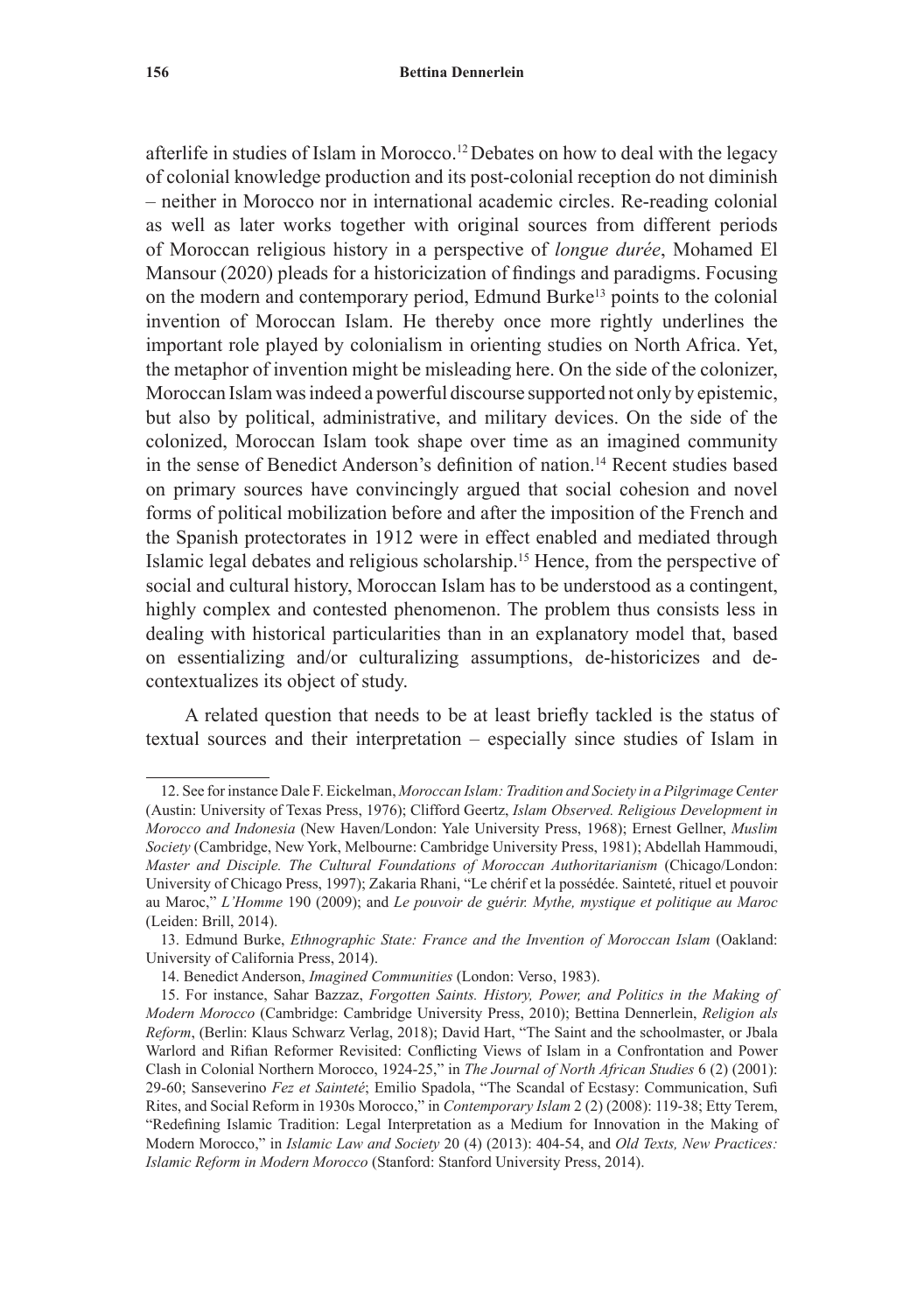afterlife in studies of Islam in Morocco.[12] Debates on how to deal with the legacy of colonial knowledge production and its post-colonial reception do not diminish – neither in Morocco nor in international academic circles. Re-reading colonial as well as later works together with original sources from different periods of Moroccan religious history in a perspective of *longue durée*, Mohamed El Mansour (2020) pleads for a historicization of findings and paradigms. Focusing on the modern and contemporary period, Edmund Burke[13] points to the colonial invention of Moroccan Islam. He thereby once more rightly underlines the important role played by colonialism in orienting studies on North Africa. Yet, the metaphor of invention might be misleading here. On the side of the colonizer, Moroccan Islam was indeed a powerful discourse supported not only by epistemic, but also by political, administrative, and military devices. On the side of the colonized, Moroccan Islam took shape over time as an imagined community in the sense of Benedict Anderson's definition of nation.[14] Recent studies based on primary sources have convincingly argued that social cohesion and novel forms of political mobilization before and after the imposition of the French and the Spanish protectorates in 1912 were in effect enabled and mediated through Islamic legal debates and religious scholarship.[15] Hence, from the perspective of social and cultural history, Moroccan Islam has to be understood as a contingent, highly complex and contested phenomenon. The problem thus consists less in dealing with historical particularities than in an explanatory model that, based on essentializing and/or culturalizing assumptions, de-historicizes and de-contextualizes its object of study.

A related question that needs to be at least briefly tackled is the status of textual sources and their interpretation – especially since studies of Islam in

---

12. See for instance Dale F. Eickelman, *Moroccan Islam: Tradition and Society in a Pilgrimage Center* (Austin: University of Texas Press, 1976); Clifford Geertz, *Islam Observed. Religious Development in Morocco and Indonesia* (New Haven/London: Yale University Press, 1968); Ernest Gellner, *Muslim Society* (Cambridge, New York, Melbourne: Cambridge University Press, 1981); Abdellah Hammoudi, *Master and Disciple. The Cultural Foundations of Moroccan Authoritarianism* (Chicago/London: University of Chicago Press, 1997); Zakaria Rhani, "Le chérif et la possédée. Sainteté, rituel et pouvoir au Maroc," *L'Homme* 190 (2009); and *Le pouvoir de guérir. Mythe, mystique et politique au Maroc* (Leiden: Brill, 2014).

13. Edmund Burke, *Ethnographic State: France and the Invention of Moroccan Islam* (Oakland: University of California Press, 2014).

14. Benedict Anderson, *Imagined Communities* (London: Verso, 1983).

15. For instance, Sahar Bazzaz, *Forgotten Saints. History, Power, and Politics in the Making of Modern Morocco* (Cambridge: Cambridge University Press, 2010); Bettina Dennerlein, *Religion als Reform*, (Berlin: Klaus Schwarz Verlag, 2018); David Hart, "The Saint and the schoolmaster, or Jbala Warlord and Rifian Reformer Revisited: Conflicting Views of Islam in a Confrontation and Power Clash in Colonial Northern Morocco, 1924-25," in *The Journal of North African Studies* 6 (2) (2001): 29-60; Sanseverino *Fez et Sainteté*; Emilio Spadola, "The Scandal of Ecstasy: Communication, Sufi Rites, and Social Reform in 1930s Morocco," in *Contemporary Islam* 2 (2) (2008): 119-38; Etty Terem, "Redefining Islamic Tradition: Legal Interpretation as a Medium for Innovation in the Making of Modern Morocco," in *Islamic Law and Society* 20 (4) (2013): 404-54, and *Old Texts, New Practices: Islamic Reform in Modern Morocco* (Stanford: Stanford University Press, 2014).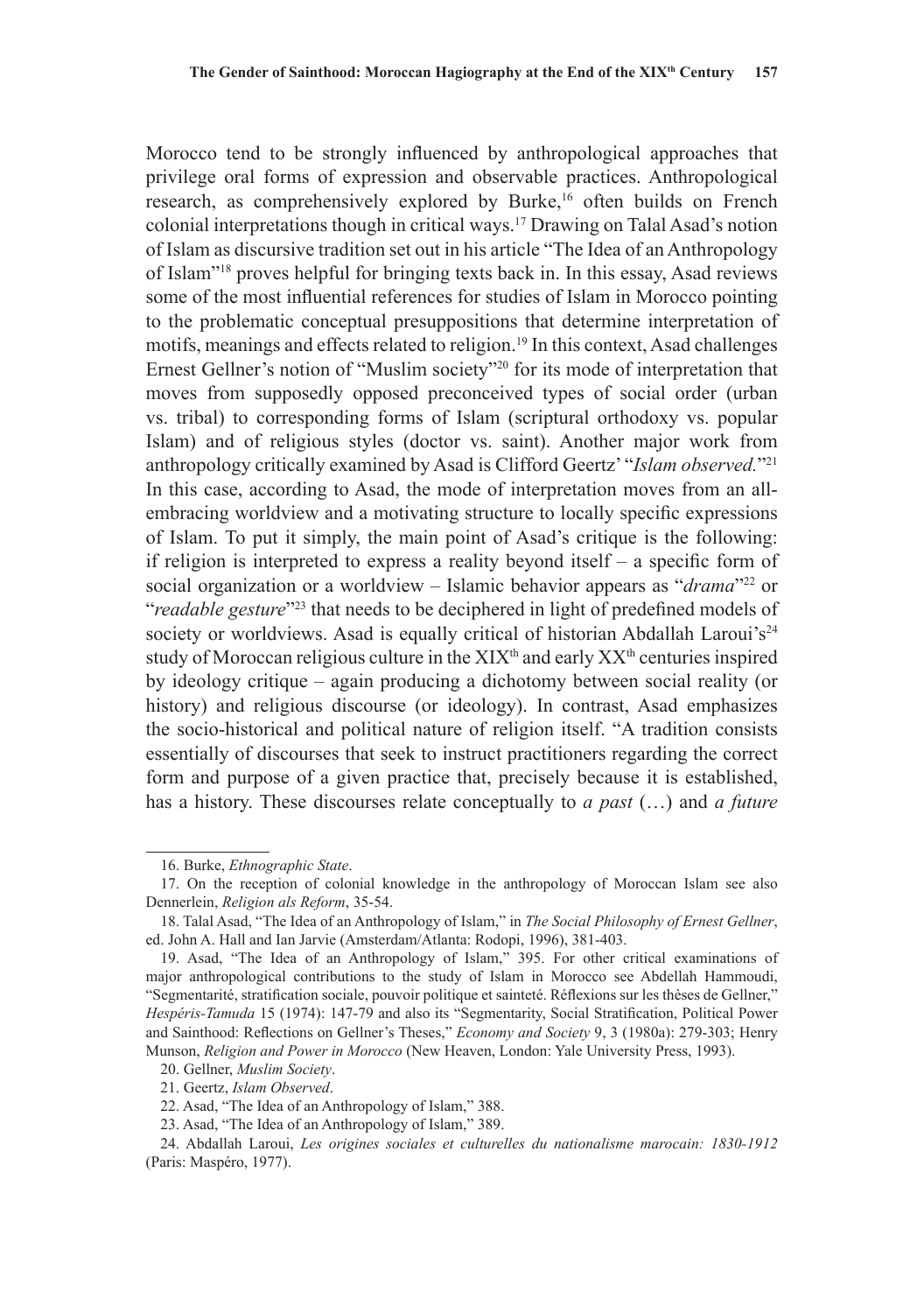Morocco tend to be strongly influenced by anthropological approaches that privilege oral forms of expression and observable practices. Anthropological research, as comprehensively explored by Burke,[16] often builds on French colonial interpretations though in critical ways.[17] Drawing on Talal Asad's notion of Islam as discursive tradition set out in his article "The Idea of an Anthropology of Islam"[18] proves helpful for bringing texts back in. In this essay, Asad reviews some of the most influential references for studies of Islam in Morocco pointing to the problematic conceptual presuppositions that determine interpretation of motifs, meanings and effects related to religion.[19] In this context, Asad challenges Ernest Gellner's notion of "Muslim society"[20] for its mode of interpretation that moves from supposedly opposed preconceived types of social order (urban vs. tribal) to corresponding forms of Islam (scriptural orthodoxy vs. popular Islam) and of religious styles (doctor vs. saint). Another major work from anthropology critically examined by Asad is Clifford Geertz' "*Islam observed.*"[21] In this case, according to Asad, the mode of interpretation moves from an all-embracing worldview and a motivating structure to locally specific expressions of Islam. To put it simply, the main point of Asad's critique is the following: if religion is interpreted to express a reality beyond itself – a specific form of social organization or a worldview – Islamic behavior appears as "*drama*"[22] or "*readable gesture*"[23] that needs to be deciphered in light of predefined models of society or worldviews. Asad is equally critical of historian Abdallah Laroui's[24] study of Moroccan religious culture in the XIX[th] and early XX[th] centuries inspired by ideology critique – again producing a dichotomy between social reality (or history) and religious discourse (or ideology). In contrast, Asad emphasizes the socio-historical and political nature of religion itself. "A tradition consists essentially of discourses that seek to instruct practitioners regarding the correct form and purpose of a given practice that, precisely because it is established, has a history. These discourses relate conceptually to *a past* (…) and *a future*

16. Burke, *Ethnographic State*.

17. On the reception of colonial knowledge in the anthropology of Moroccan Islam see also Dennerlein, *Religion als Reform*, 35-54.

18. Talal Asad, "The Idea of an Anthropology of Islam," in *The Social Philosophy of Ernest Gellner*, ed. John A. Hall and Ian Jarvie (Amsterdam/Atlanta: Rodopi, 1996), 381-403.

19. Asad, "The Idea of an Anthropology of Islam," 395. For other critical examinations of major anthropological contributions to the study of Islam in Morocco see Abdellah Hammoudi, "Segmentarité, stratification sociale, pouvoir politique et sainteté. Réflexions sur les thèses de Gellner," *Hespéris-Tamuda* 15 (1974): 147-79 and also its "Segmentarity, Social Stratification, Political Power and Sainthood: Reflections on Gellner's Theses," *Economy and Society* 9, 3 (1980a): 279-303; Henry Munson, *Religion and Power in Morocco* (New Heaven, London: Yale University Press, 1993).

20. Gellner, *Muslim Society*.

21. Geertz, *Islam Observed*.

22. Asad, "The Idea of an Anthropology of Islam," 388.

23. Asad, "The Idea of an Anthropology of Islam," 389.

24. Abdallah Laroui, *Les origines sociales et culturelles du nationalisme marocain: 1830-1912* (Paris: Maspéro, 1977).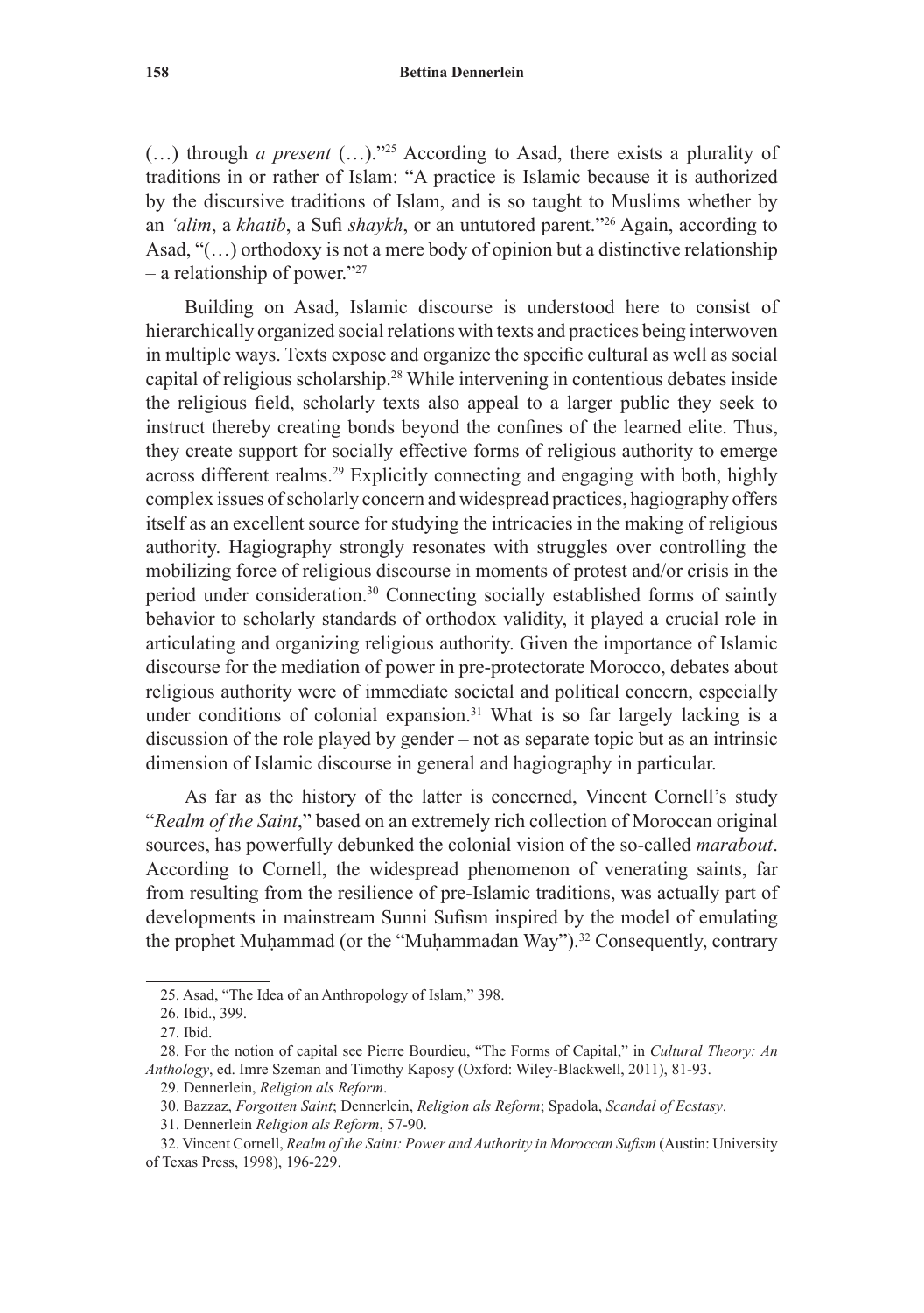(…) through *a present* (…)."[25] According to Asad, there exists a plurality of traditions in or rather of Islam: "A practice is Islamic because it is authorized by the discursive traditions of Islam, and is so taught to Muslims whether by an *'alim*, a *khatib*, a Sufi *shaykh*, or an untutored parent."[26] Again, according to Asad, "(…) orthodoxy is not a mere body of opinion but a distinctive relationship – a relationship of power."[27]

Building on Asad, Islamic discourse is understood here to consist of hierarchically organized social relations with texts and practices being interwoven in multiple ways. Texts expose and organize the specific cultural as well as social capital of religious scholarship.[28] While intervening in contentious debates inside the religious field, scholarly texts also appeal to a larger public they seek to instruct thereby creating bonds beyond the confines of the learned elite. Thus, they create support for socially effective forms of religious authority to emerge across different realms.[29] Explicitly connecting and engaging with both, highly complex issues of scholarly concern and widespread practices, hagiography offers itself as an excellent source for studying the intricacies in the making of religious authority. Hagiography strongly resonates with struggles over controlling the mobilizing force of religious discourse in moments of protest and/or crisis in the period under consideration.[30] Connecting socially established forms of saintly behavior to scholarly standards of orthodox validity, it played a crucial role in articulating and organizing religious authority. Given the importance of Islamic discourse for the mediation of power in pre-protectorate Morocco, debates about religious authority were of immediate societal and political concern, especially under conditions of colonial expansion.[31] What is so far largely lacking is a discussion of the role played by gender – not as separate topic but as an intrinsic dimension of Islamic discourse in general and hagiography in particular.

As far as the history of the latter is concerned, Vincent Cornell's study "*Realm of the Saint*," based on an extremely rich collection of Moroccan original sources, has powerfully debunked the colonial vision of the so-called *marabout*. According to Cornell, the widespread phenomenon of venerating saints, far from resulting from the resilience of pre-Islamic traditions, was actually part of developments in mainstream Sunni Sufism inspired by the model of emulating the prophet Muḥammad (or the "Muḥammadan Way").[32] Consequently, contrary

---

25. Asad, "The Idea of an Anthropology of Islam," 398.

26. Ibid., 399.

27. Ibid.

28. For the notion of capital see Pierre Bourdieu, "The Forms of Capital," in *Cultural Theory: An Anthology*, ed. Imre Szeman and Timothy Kaposy (Oxford: Wiley-Blackwell, 2011), 81-93.

29. Dennerlein, *Religion als Reform*.

30. Bazzaz, *Forgotten Saint*; Dennerlein, *Religion als Reform*; Spadola, *Scandal of Ecstasy*.

31. Dennerlein *Religion als Reform*, 57-90.

32. Vincent Cornell, *Realm of the Saint: Power and Authority in Moroccan Sufism* (Austin: University of Texas Press, 1998), 196-229.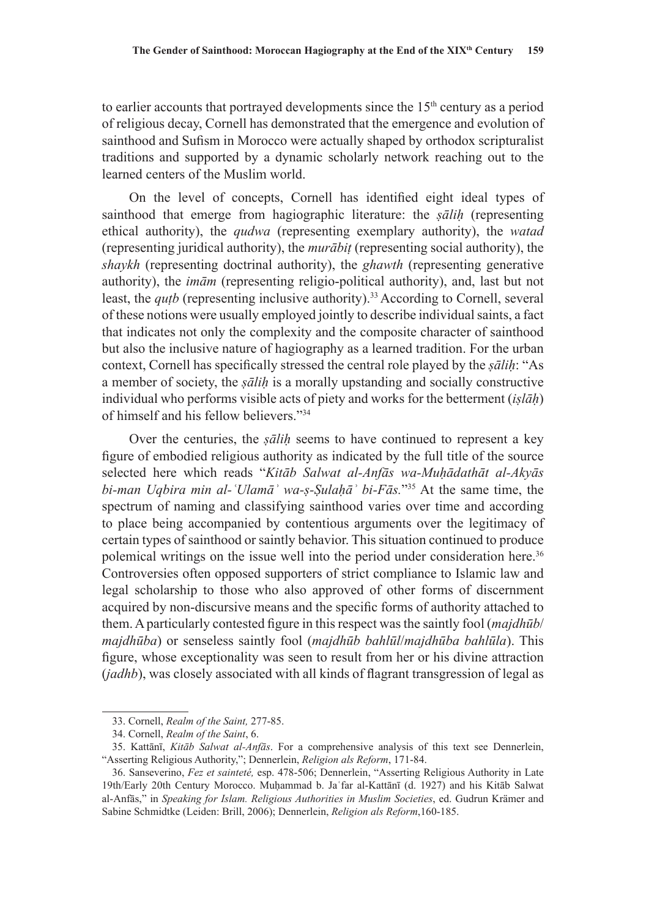to earlier accounts that portrayed developments since the 15th century as a period of religious decay, Cornell has demonstrated that the emergence and evolution of sainthood and Sufism in Morocco were actually shaped by orthodox scripturalist traditions and supported by a dynamic scholarly network reaching out to the learned centers of the Muslim world.

On the level of concepts, Cornell has identified eight ideal types of sainthood that emerge from hagiographic literature: the *ṣāliḥ* (representing ethical authority), the *qudwa* (representing exemplary authority), the *watad* (representing juridical authority), the *murābiṭ* (representing social authority), the *shaykh* (representing doctrinal authority), the *ghawth* (representing generative authority), the *imām* (representing religio-political authority), and, last but not least, the *quṭb* (representing inclusive authority).[33] According to Cornell, several of these notions were usually employed jointly to describe individual saints, a fact that indicates not only the complexity and the composite character of sainthood but also the inclusive nature of hagiography as a learned tradition. For the urban context, Cornell has specifically stressed the central role played by the *ṣāliḥ*: "As a member of society, the *ṣāliḥ* is a morally upstanding and socially constructive individual who performs visible acts of piety and works for the betterment (*iṣlāḥ*) of himself and his fellow believers."[34]

Over the centuries, the *ṣāliḥ* seems to have continued to represent a key figure of embodied religious authority as indicated by the full title of the source selected here which reads "*Kitāb Salwat al-Anfās wa-Muḥādathāt al-Akyās bi-man Uqbira min al-ʿUlamāʾ wa-ṣ-Ṣulaḥāʾ bi-Fās.*"[35] At the same time, the spectrum of naming and classifying sainthood varies over time and according to place being accompanied by contentious arguments over the legitimacy of certain types of sainthood or saintly behavior. This situation continued to produce polemical writings on the issue well into the period under consideration here.[36] Controversies often opposed supporters of strict compliance to Islamic law and legal scholarship to those who also approved of other forms of discernment acquired by non-discursive means and the specific forms of authority attached to them. A particularly contested figure in this respect was the saintly fool (*majdhūb*/*majdhūba*) or senseless saintly fool (*majdhūb bahlūl*/*majdhūba bahlūla*). This figure, whose exceptionality was seen to result from her or his divine attraction (*jadhb*), was closely associated with all kinds of flagrant transgression of legal as

---

33. Cornell, *Realm of the Saint,* 277-85.

34. Cornell, *Realm of the Saint*, 6.

35. Kattānī, *Kitāb Salwat al-Anfās*. For a comprehensive analysis of this text see Dennerlein, "Asserting Religious Authority,"; Dennerlein, *Religion als Reform*, 171-84.

36. Sanseverino, *Fez et sainteté,* esp. 478-506; Dennerlein, "Asserting Religious Authority in Late 19th/Early 20th Century Morocco. Muḥammad b. Jaʿfar al-Kattānī (d. 1927) and his Kitāb Salwat al-Anfās," in *Speaking for Islam. Religious Authorities in Muslim Societies*, ed. Gudrun Krämer and Sabine Schmidtke (Leiden: Brill, 2006); Dennerlein, *Religion als Reform*,160-185.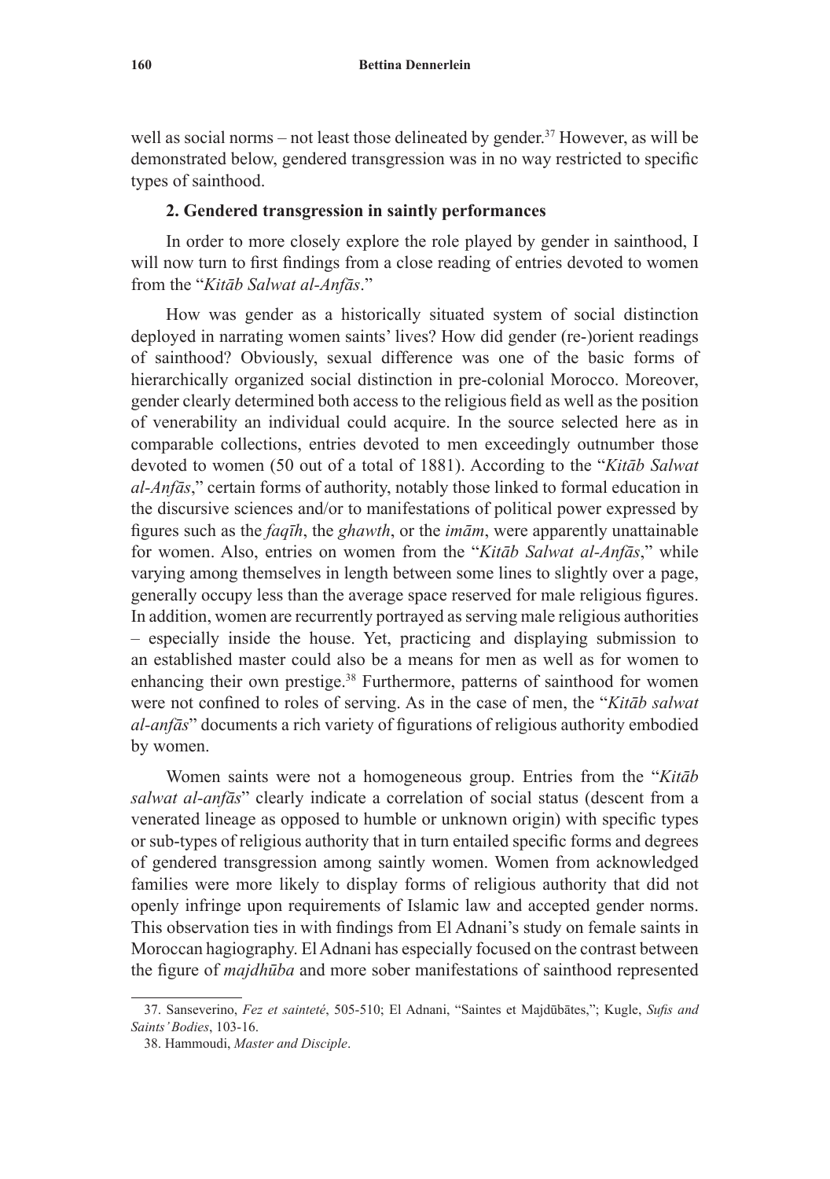well as social norms – not least those delineated by gender.[37] However, as will be demonstrated below, gendered transgression was in no way restricted to specific types of sainthood.

## 2. Gendered transgression in saintly performances

In order to more closely explore the role played by gender in sainthood, I will now turn to first findings from a close reading of entries devoted to women from the "*Kitāb Salwat al-Anfās*."

How was gender as a historically situated system of social distinction deployed in narrating women saints' lives? How did gender (re-)orient readings of sainthood? Obviously, sexual difference was one of the basic forms of hierarchically organized social distinction in pre-colonial Morocco. Moreover, gender clearly determined both access to the religious field as well as the position of venerability an individual could acquire. In the source selected here as in comparable collections, entries devoted to men exceedingly outnumber those devoted to women (50 out of a total of 1881). According to the "*Kitāb Salwat al-Anfās*," certain forms of authority, notably those linked to formal education in the discursive sciences and/or to manifestations of political power expressed by figures such as the *faqīh*, the *ghawth*, or the *imām*, were apparently unattainable for women. Also, entries on women from the "*Kitāb Salwat al-Anfās*," while varying among themselves in length between some lines to slightly over a page, generally occupy less than the average space reserved for male religious figures. In addition, women are recurrently portrayed as serving male religious authorities – especially inside the house. Yet, practicing and displaying submission to an established master could also be a means for men as well as for women to enhancing their own prestige.[38] Furthermore, patterns of sainthood for women were not confined to roles of serving. As in the case of men, the "*Kitāb salwat al-anfās*" documents a rich variety of figurations of religious authority embodied by women.

Women saints were not a homogeneous group. Entries from the "*Kitāb salwat al-anfās*" clearly indicate a correlation of social status (descent from a venerated lineage as opposed to humble or unknown origin) with specific types or sub-types of religious authority that in turn entailed specific forms and degrees of gendered transgression among saintly women. Women from acknowledged families were more likely to display forms of religious authority that did not openly infringe upon requirements of Islamic law and accepted gender norms. This observation ties in with findings from El Adnani's study on female saints in Moroccan hagiography. El Adnani has especially focused on the contrast between the figure of *majdhūba* and more sober manifestations of sainthood represented

37. Sanseverino, *Fez et sainteté*, 505-510; El Adnani, "Saintes et Majdūbātes,"; Kugle, *Sufis and Saints' Bodies*, 103-16.

38. Hammoudi, *Master and Disciple*.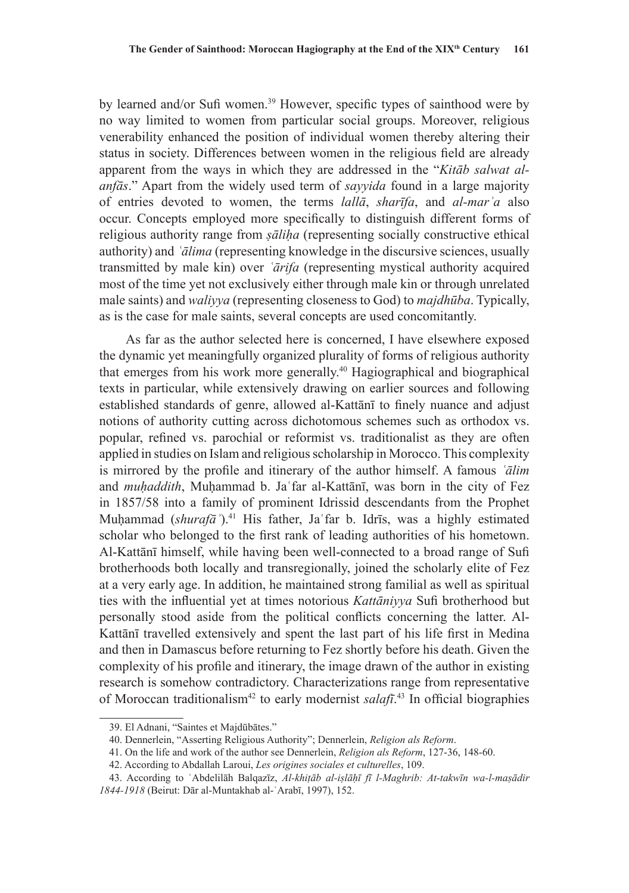by learned and/or Sufi women.[39] However, specific types of sainthood were by no way limited to women from particular social groups. Moreover, religious venerability enhanced the position of individual women thereby altering their status in society. Differences between women in the religious field are already apparent from the ways in which they are addressed in the "*Kitāb salwat al-anfās*." Apart from the widely used term of *sayyida* found in a large majority of entries devoted to women, the terms *lallā*, *sharīfa*, and *al-marʾa* also occur. Concepts employed more specifically to distinguish different forms of religious authority range from *ṣāliḥa* (representing socially constructive ethical authority) and *ʿālima* (representing knowledge in the discursive sciences, usually transmitted by male kin) over *ʿārifa* (representing mystical authority acquired most of the time yet not exclusively either through male kin or through unrelated male saints) and *waliyya* (representing closeness to God) to *majdhūba*. Typically, as is the case for male saints, several concepts are used concomitantly.

As far as the author selected here is concerned, I have elsewhere exposed the dynamic yet meaningfully organized plurality of forms of religious authority that emerges from his work more generally.[40] Hagiographical and biographical texts in particular, while extensively drawing on earlier sources and following established standards of genre, allowed al-Kattānī to finely nuance and adjust notions of authority cutting across dichotomous schemes such as orthodox vs. popular, refined vs. parochial or reformist vs. traditionalist as they are often applied in studies on Islam and religious scholarship in Morocco. This complexity is mirrored by the profile and itinerary of the author himself. A famous *ʿālim* and *muḥaddith*, Muḥammad b. Jaʿfar al-Kattānī, was born in the city of Fez in 1857/58 into a family of prominent Idrissid descendants from the Prophet Muḥammad (*shurafāʾ*).[41] His father, Jaʿfar b. Idrīs, was a highly estimated scholar who belonged to the first rank of leading authorities of his hometown. Al-Kattānī himself, while having been well-connected to a broad range of Sufi brotherhoods both locally and transregionally, joined the scholarly elite of Fez at a very early age. In addition, he maintained strong familial as well as spiritual ties with the influential yet at times notorious *Kattāniyya* Sufi brotherhood but personally stood aside from the political conflicts concerning the latter. Al-Kattānī travelled extensively and spent the last part of his life first in Medina and then in Damascus before returning to Fez shortly before his death. Given the complexity of his profile and itinerary, the image drawn of the author in existing research is somehow contradictory. Characterizations range from representative of Moroccan traditionalism[42] to early modernist *salafī*.[43] In official biographies

---

39. El Adnani, "Saintes et Majdūbātes."

40. Dennerlein, "Asserting Religious Authority"; Dennerlein, *Religion als Reform*.

41. On the life and work of the author see Dennerlein, *Religion als Reform*, 127-36, 148-60.

42. According to Abdallah Laroui, *Les origines sociales et culturelles*, 109.

43. According to ʿAbdelilāh Balqazīz, *Al-khiṭāb al-iṣlāḥī fī l-Maghrib: At-takwīn wa-l-maṣādir 1844-1918* (Beirut: Dār al-Muntakhab al-ʿArabī, 1997), 152.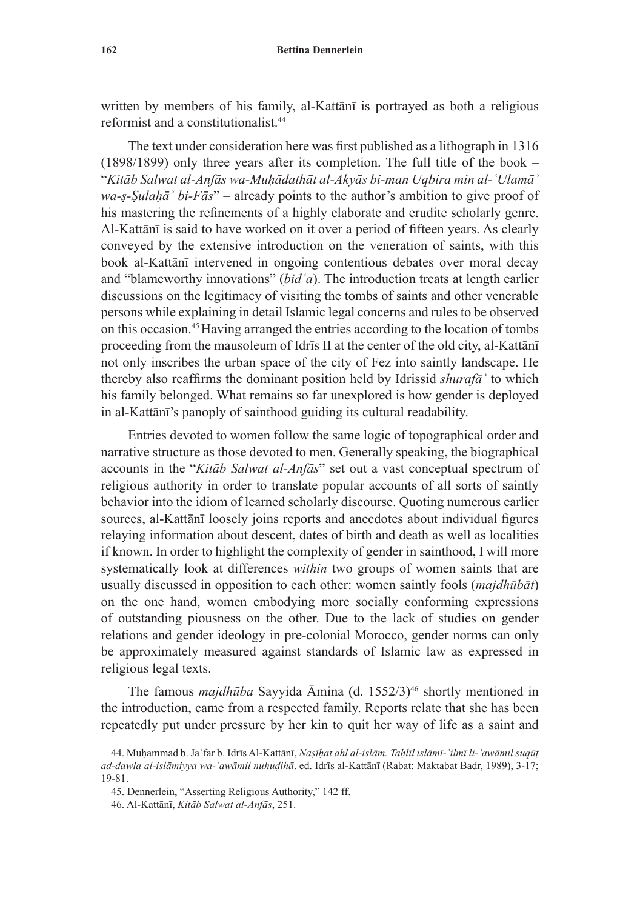written by members of his family, al-Kattānī is portrayed as both a religious reformist and a constitutionalist.[44]

The text under consideration here was first published as a lithograph in 1316 (1898/1899) only three years after its completion. The full title of the book – "*Kitāb Salwat al-Anfās wa-Muḥādathāt al-Akyās bi-man Uqbira min al-ʿUlamāʾ wa-ṣ-Ṣulaḥāʾ bi-Fās*" – already points to the author's ambition to give proof of his mastering the refinements of a highly elaborate and erudite scholarly genre. Al-Kattānī is said to have worked on it over a period of fifteen years. As clearly conveyed by the extensive introduction on the veneration of saints, with this book al-Kattānī intervened in ongoing contentious debates over moral decay and "blameworthy innovations" (*bidʿa*). The introduction treats at length earlier discussions on the legitimacy of visiting the tombs of saints and other venerable persons while explaining in detail Islamic legal concerns and rules to be observed on this occasion.[45] Having arranged the entries according to the location of tombs proceeding from the mausoleum of Idrīs II at the center of the old city, al-Kattānī not only inscribes the urban space of the city of Fez into saintly landscape. He thereby also reaffirms the dominant position held by Idrissid *shurafāʾ* to which his family belonged. What remains so far unexplored is how gender is deployed in al-Kattānī's panoply of sainthood guiding its cultural readability.

Entries devoted to women follow the same logic of topographical order and narrative structure as those devoted to men. Generally speaking, the biographical accounts in the "*Kitāb Salwat al-Anfās*" set out a vast conceptual spectrum of religious authority in order to translate popular accounts of all sorts of saintly behavior into the idiom of learned scholarly discourse. Quoting numerous earlier sources, al-Kattānī loosely joins reports and anecdotes about individual figures relaying information about descent, dates of birth and death as well as localities if known. In order to highlight the complexity of gender in sainthood, I will more systematically look at differences *within* two groups of women saints that are usually discussed in opposition to each other: women saintly fools (*majdhūbāt*) on the one hand, women embodying more socially conforming expressions of outstanding piousness on the other. Due to the lack of studies on gender relations and gender ideology in pre-colonial Morocco, gender norms can only be approximately measured against standards of Islamic law as expressed in religious legal texts.

The famous *majdhūba* Sayyida Āmina (d. 1552/3)[46] shortly mentioned in the introduction, came from a respected family. Reports relate that she has been repeatedly put under pressure by her kin to quit her way of life as a saint and

---

44. Muḥammad b. Jaʿfar b. Idrīs Al-Kattānī, *Naṣīḥat ahl al-islām. Taḥlīl islāmī-ʿilmī li-ʿawāmil suqūṭ ad-dawla al-islāmiyya wa-ʿawāmil nuhuḍihā*. ed. Idrīs al-Kattānī (Rabat: Maktabat Badr, 1989), 3-17; 19-81.

45. Dennerlein, "Asserting Religious Authority," 142 ff.

46. Al-Kattānī, *Kitāb Salwat al-Anfās*, 251.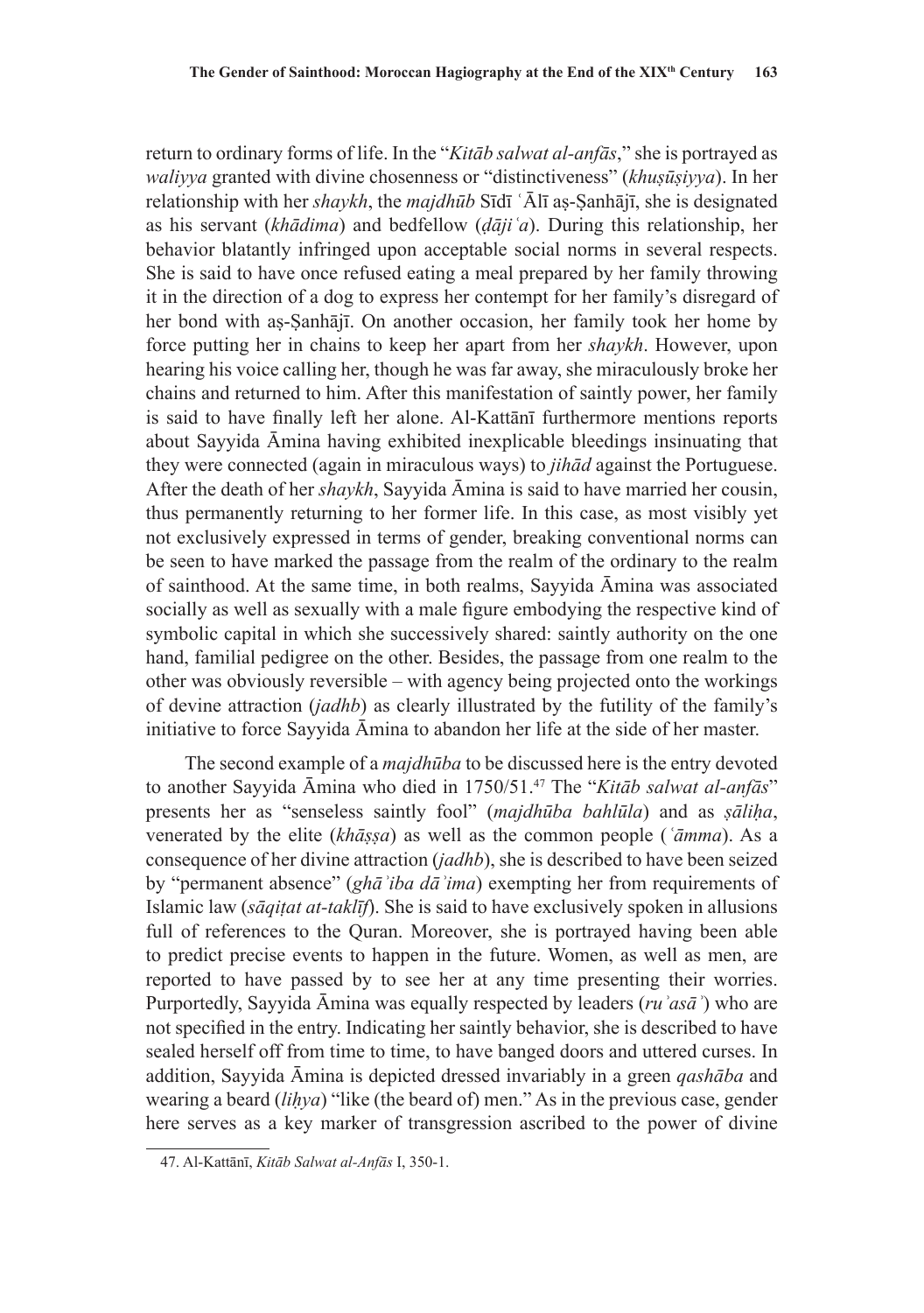return to ordinary forms of life. In the "*Kitāb salwat al-anfās*," she is portrayed as *waliyya* granted with divine chosenness or "distinctiveness" (*khuṣūṣiyya*). In her relationship with her *shaykh*, the *majdhūb* Sīdī ʿĀlī aṣ-Ṣanhājī, she is designated as his servant (*khādima*) and bedfellow (*ḍājiʿa*). During this relationship, her behavior blatantly infringed upon acceptable social norms in several respects. She is said to have once refused eating a meal prepared by her family throwing it in the direction of a dog to express her contempt for her family's disregard of her bond with aṣ-Ṣanhājī. On another occasion, her family took her home by force putting her in chains to keep her apart from her *shaykh*. However, upon hearing his voice calling her, though he was far away, she miraculously broke her chains and returned to him. After this manifestation of saintly power, her family is said to have finally left her alone. Al-Kattānī furthermore mentions reports about Sayyida Āmina having exhibited inexplicable bleedings insinuating that they were connected (again in miraculous ways) to *jihād* against the Portuguese. After the death of her *shaykh*, Sayyida Āmina is said to have married her cousin, thus permanently returning to her former life. In this case, as most visibly yet not exclusively expressed in terms of gender, breaking conventional norms can be seen to have marked the passage from the realm of the ordinary to the realm of sainthood. At the same time, in both realms, Sayyida Āmina was associated socially as well as sexually with a male figure embodying the respective kind of symbolic capital in which she successively shared: saintly authority on the one hand, familial pedigree on the other. Besides, the passage from one realm to the other was obviously reversible – with agency being projected onto the workings of devine attraction (*jadhb*) as clearly illustrated by the futility of the family's initiative to force Sayyida Āmina to abandon her life at the side of her master.

The second example of a *majdhūba* to be discussed here is the entry devoted to another Sayyida Āmina who died in 1750/51.[47] The "*Kitāb salwat al-anfās*" presents her as "senseless saintly fool" (*majdhūba bahlūla*) and as *ṣāliḥa*, venerated by the elite (*khāṣṣa*) as well as the common people (*ʿāmma*). As a consequence of her divine attraction (*jadhb*), she is described to have been seized by "permanent absence" (*ghāʾiba dāʾima*) exempting her from requirements of Islamic law (*sāqiṭat at-taklīf*). She is said to have exclusively spoken in allusions full of references to the Quran. Moreover, she is portrayed having been able to predict precise events to happen in the future. Women, as well as men, are reported to have passed by to see her at any time presenting their worries. Purportedly, Sayyida Āmina was equally respected by leaders (*ruʾasāʾ*) who are not specified in the entry. Indicating her saintly behavior, she is described to have sealed herself off from time to time, to have banged doors and uttered curses. In addition, Sayyida Āmina is depicted dressed invariably in a green *qashāba* and wearing a beard (*liḥya*) "like (the beard of) men." As in the previous case, gender here serves as a key marker of transgression ascribed to the power of divine

47. Al-Kattānī, *Kitāb Salwat al-Anfās* I, 350-1.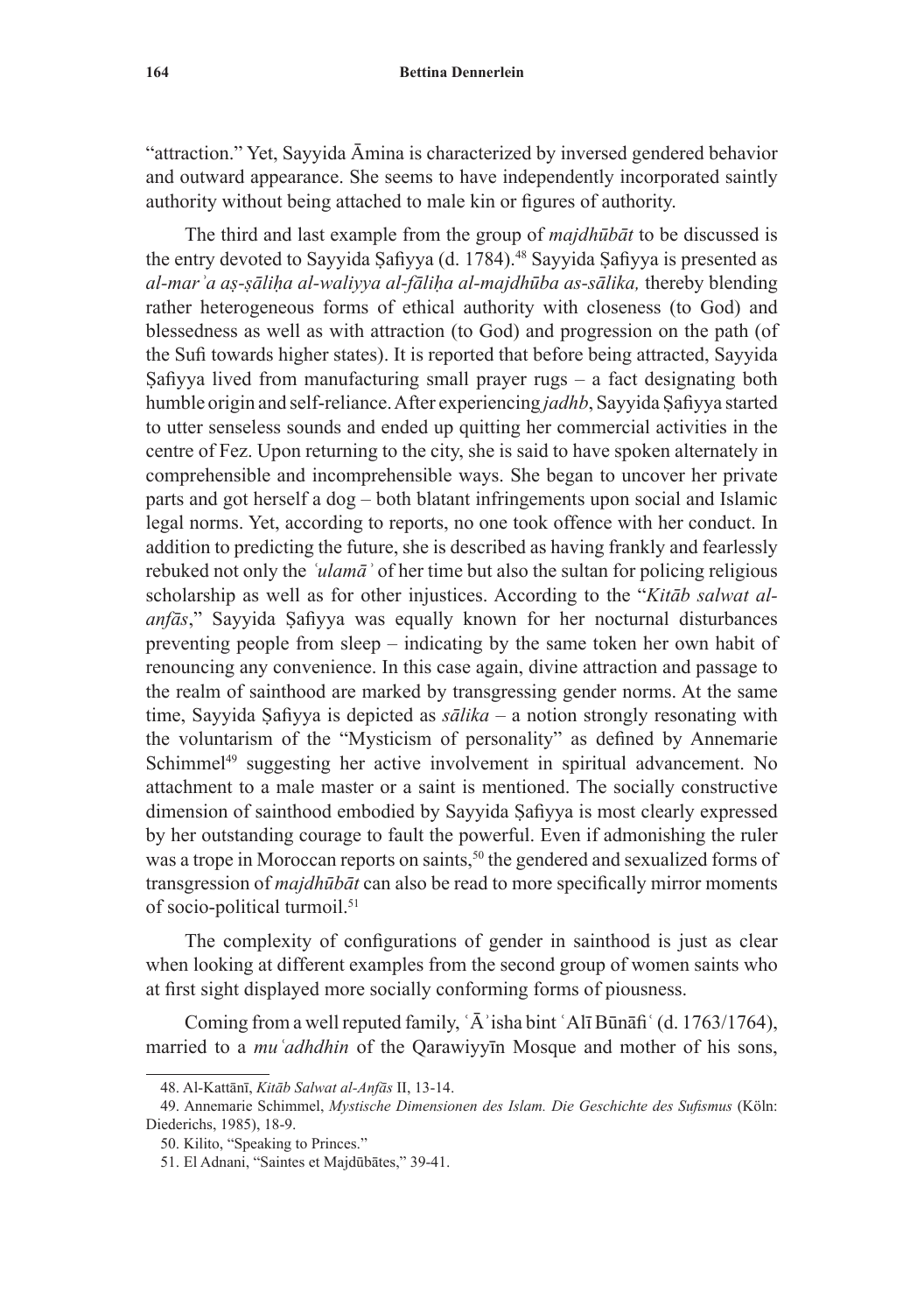"attraction." Yet, Sayyida Āmina is characterized by inversed gendered behavior and outward appearance. She seems to have independently incorporated saintly authority without being attached to male kin or figures of authority.

The third and last example from the group of *majdhūbāt* to be discussed is the entry devoted to Sayyida Ṣafiyya (d. 1784).[48] Sayyida Ṣafiyya is presented as *al-marʾa aṣ-ṣāliḥa al-waliyya al-fāliḥa al-majdhūba as-sālika,* thereby blending rather heterogeneous forms of ethical authority with closeness (to God) and blessedness as well as with attraction (to God) and progression on the path (of the Sufi towards higher states). It is reported that before being attracted, Sayyida Ṣafiyya lived from manufacturing small prayer rugs – a fact designating both humble origin and self-reliance. After experiencing *jadhb*, Sayyida Ṣafiyya started to utter senseless sounds and ended up quitting her commercial activities in the centre of Fez. Upon returning to the city, she is said to have spoken alternately in comprehensible and incomprehensible ways. She began to uncover her private parts and got herself a dog – both blatant infringements upon social and Islamic legal norms. Yet, according to reports, no one took offence with her conduct. In addition to predicting the future, she is described as having frankly and fearlessly rebuked not only the *ʿulamāʾ* of her time but also the sultan for policing religious scholarship as well as for other injustices. According to the "*Kitāb salwat al-anfās*," Sayyida Ṣafiyya was equally known for her nocturnal disturbances preventing people from sleep – indicating by the same token her own habit of renouncing any convenience. In this case again, divine attraction and passage to the realm of sainthood are marked by transgressing gender norms. At the same time, Sayyida Ṣafiyya is depicted as *sālika* – a notion strongly resonating with the voluntarism of the "Mysticism of personality" as defined by Annemarie Schimmel[49] suggesting her active involvement in spiritual advancement. No attachment to a male master or a saint is mentioned. The socially constructive dimension of sainthood embodied by Sayyida Ṣafiyya is most clearly expressed by her outstanding courage to fault the powerful. Even if admonishing the ruler was a trope in Moroccan reports on saints,[50] the gendered and sexualized forms of transgression of *majdhūbāt* can also be read to more specifically mirror moments of socio-political turmoil.[51]

The complexity of configurations of gender in sainthood is just as clear when looking at different examples from the second group of women saints who at first sight displayed more socially conforming forms of piousness.

Coming from a well reputed family, ʿĀʾisha bint ʿAlī Būnāfiʿ (d. 1763/1764), married to a *muʿadhdhin* of the Qarawiyyīn Mosque and mother of his sons,

48. Al-Kattānī, *Kitāb Salwat al-Anfās* II, 13-14.

49. Annemarie Schimmel, *Mystische Dimensionen des Islam. Die Geschichte des Sufismus* (Köln: Diederichs, 1985), 18-9.

50. Kilito, "Speaking to Princes."

51. El Adnani, "Saintes et Majdūbātes," 39-41.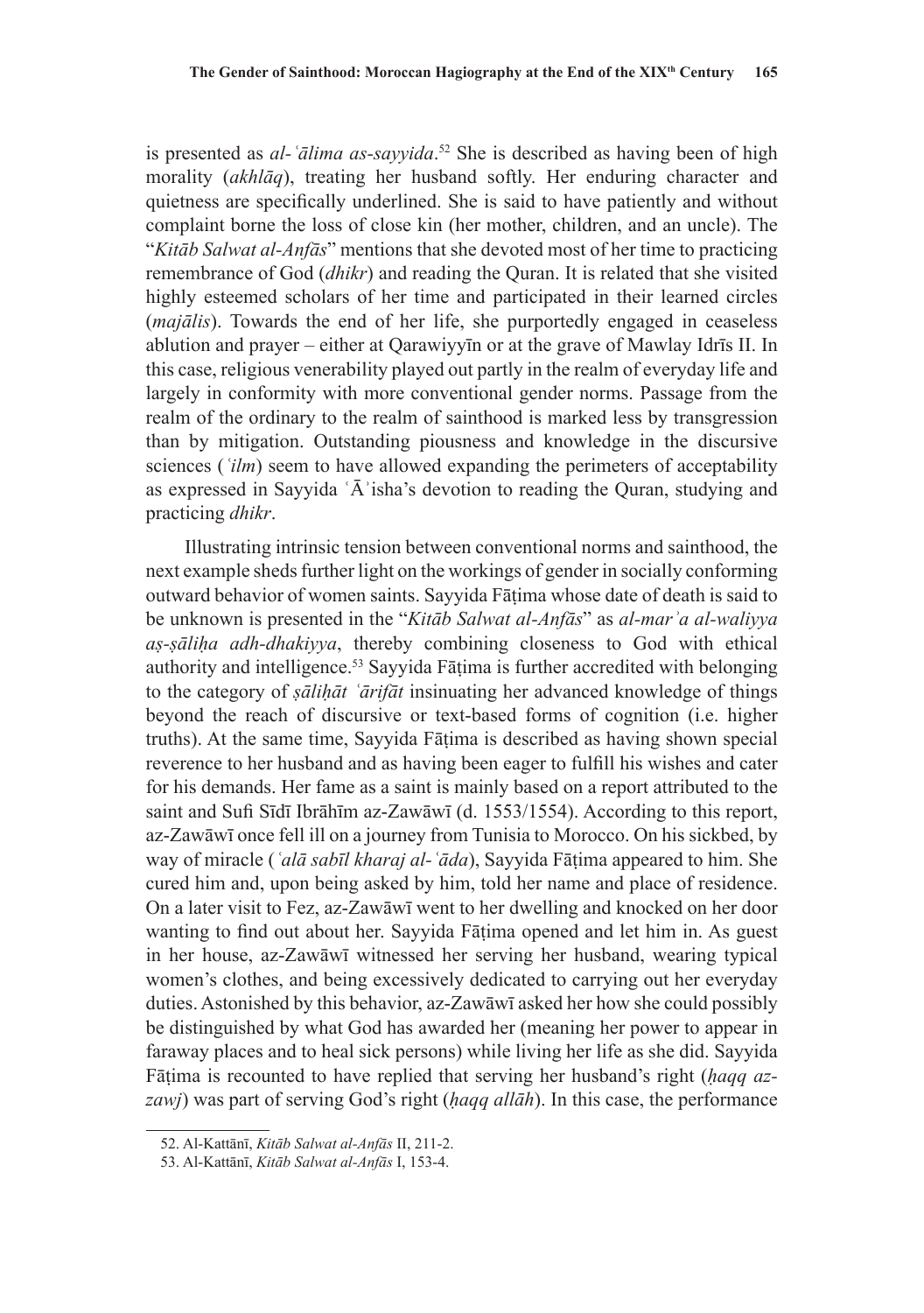is presented as *al-ʿālima as-sayyida*.[52] She is described as having been of high morality (*akhlāq*), treating her husband softly. Her enduring character and quietness are specifically underlined. She is said to have patiently and without complaint borne the loss of close kin (her mother, children, and an uncle). The "*Kitāb Salwat al-Anfās*" mentions that she devoted most of her time to practicing remembrance of God (*dhikr*) and reading the Quran. It is related that she visited highly esteemed scholars of her time and participated in their learned circles (*majālis*). Towards the end of her life, she purportedly engaged in ceaseless ablution and prayer – either at Qarawiyyīn or at the grave of Mawlay Idrīs II. In this case, religious venerability played out partly in the realm of everyday life and largely in conformity with more conventional gender norms. Passage from the realm of the ordinary to the realm of sainthood is marked less by transgression than by mitigation. Outstanding piousness and knowledge in the discursive sciences (*ʿilm*) seem to have allowed expanding the perimeters of acceptability as expressed in Sayyida ʿĀʾisha's devotion to reading the Quran, studying and practicing *dhikr*.

Illustrating intrinsic tension between conventional norms and sainthood, the next example sheds further light on the workings of gender in socially conforming outward behavior of women saints. Sayyida Fāṭima whose date of death is said to be unknown is presented in the "*Kitāb Salwat al-Anfās*" as *al-marʾa al-waliyya aṣ-ṣāliḥa adh-dhakiyya*, thereby combining closeness to God with ethical authority and intelligence.[53] Sayyida Fāṭima is further accredited with belonging to the category of *ṣāliḥāt ʿārifāt* insinuating her advanced knowledge of things beyond the reach of discursive or text-based forms of cognition (i.e. higher truths). At the same time, Sayyida Fāṭima is described as having shown special reverence to her husband and as having been eager to fulfill his wishes and cater for his demands. Her fame as a saint is mainly based on a report attributed to the saint and Sufi Sīdī Ibrāhīm az-Zawāwī (d. 1553/1554). According to this report, az-Zawāwī once fell ill on a journey from Tunisia to Morocco. On his sickbed, by way of miracle (*ʿalā sabīl kharaj al-ʿāda*), Sayyida Fāṭima appeared to him. She cured him and, upon being asked by him, told her name and place of residence. On a later visit to Fez, az-Zawāwī went to her dwelling and knocked on her door wanting to find out about her. Sayyida Fāṭima opened and let him in. As guest in her house, az-Zawāwī witnessed her serving her husband, wearing typical women's clothes, and being excessively dedicated to carrying out her everyday duties. Astonished by this behavior, az-Zawāwī asked her how she could possibly be distinguished by what God has awarded her (meaning her power to appear in faraway places and to heal sick persons) while living her life as she did. Sayyida Fāṭima is recounted to have replied that serving her husband's right (*ḥaqq az-zawj*) was part of serving God's right (*ḥaqq allāh*). In this case, the performance

52. Al-Kattānī, *Kitāb Salwat al-Anfās* II, 211-2.

53. Al-Kattānī, *Kitāb Salwat al-Anfās* I, 153-4.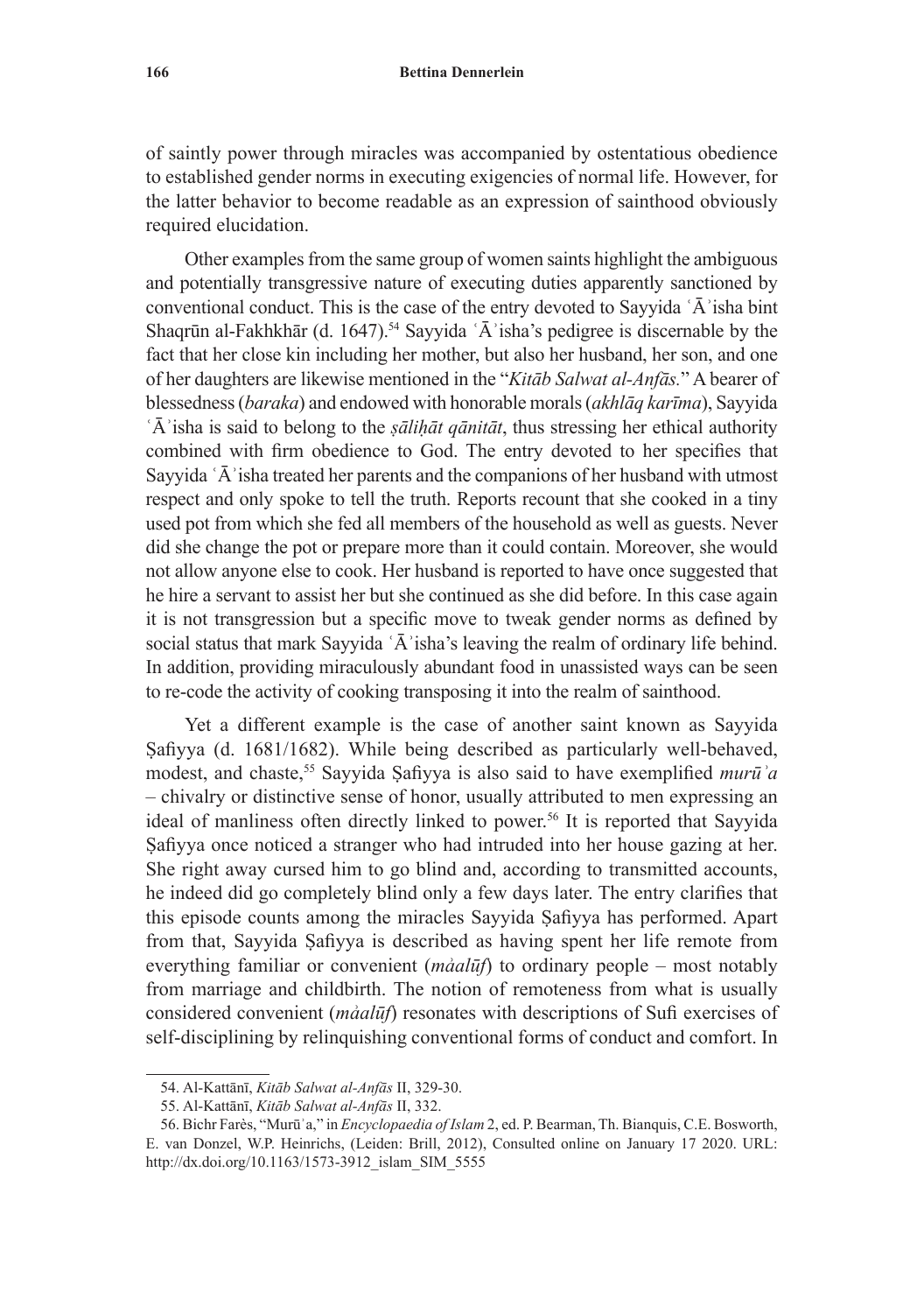of saintly power through miracles was accompanied by ostentatious obedience to established gender norms in executing exigencies of normal life. However, for the latter behavior to become readable as an expression of sainthood obviously required elucidation.

Other examples from the same group of women saints highlight the ambiguous and potentially transgressive nature of executing duties apparently sanctioned by conventional conduct. This is the case of the entry devoted to Sayyida ʿĀʾisha bint Shaqrūn al-Fakhkhār (d. 1647).[54] Sayyida ʿĀʾisha's pedigree is discernable by the fact that her close kin including her mother, but also her husband, her son, and one of her daughters are likewise mentioned in the "*Kitāb Salwat al-Anfās.*" A bearer of blessedness (*baraka*) and endowed with honorable morals (*akhlāq karīma*), Sayyida ʿĀʾisha is said to belong to the *ṣāliḥāt qānitāt*, thus stressing her ethical authority combined with firm obedience to God. The entry devoted to her specifies that Sayyida ʿĀʾisha treated her parents and the companions of her husband with utmost respect and only spoke to tell the truth. Reports recount that she cooked in a tiny used pot from which she fed all members of the household as well as guests. Never did she change the pot or prepare more than it could contain. Moreover, she would not allow anyone else to cook. Her husband is reported to have once suggested that he hire a servant to assist her but she continued as she did before. In this case again it is not transgression but a specific move to tweak gender norms as defined by social status that mark Sayyida ʿĀʾisha's leaving the realm of ordinary life behind. In addition, providing miraculously abundant food in unassisted ways can be seen to re-code the activity of cooking transposing it into the realm of sainthood.

Yet a different example is the case of another saint known as Sayyida Ṣafiyya (d. 1681/1682). While being described as particularly well-behaved, modest, and chaste,[55] Sayyida Ṣafiyya is also said to have exemplified *murūʾa* – chivalry or distinctive sense of honor, usually attributed to men expressing an ideal of manliness often directly linked to power.[56] It is reported that Sayyida Ṣafiyya once noticed a stranger who had intruded into her house gazing at her. She right away cursed him to go blind and, according to transmitted accounts, he indeed did go completely blind only a few days later. The entry clarifies that this episode counts among the miracles Sayyida Ṣafiyya has performed. Apart from that, Sayyida Ṣafiyya is described as having spent her life remote from everything familiar or convenient (*maʾalūf*) to ordinary people – most notably from marriage and childbirth. The notion of remoteness from what is usually considered convenient (*maʾalūf*) resonates with descriptions of Sufi exercises of self-disciplining by relinquishing conventional forms of conduct and comfort. In

54. Al-Kattānī, *Kitāb Salwat al-Anfās* II, 329-30.

55. Al-Kattānī, *Kitāb Salwat al-Anfās* II, 332.

56. Bichr Farès, "Murūʾa," in *Encyclopaedia of Islam* 2, ed. P. Bearman, Th. Bianquis, C.E. Bosworth, E. van Donzel, W.P. Heinrichs, (Leiden: Brill, 2012), Consulted online on January 17 2020. URL: http://dx.doi.org/10.1163/1573-3912_islam_SIM_5555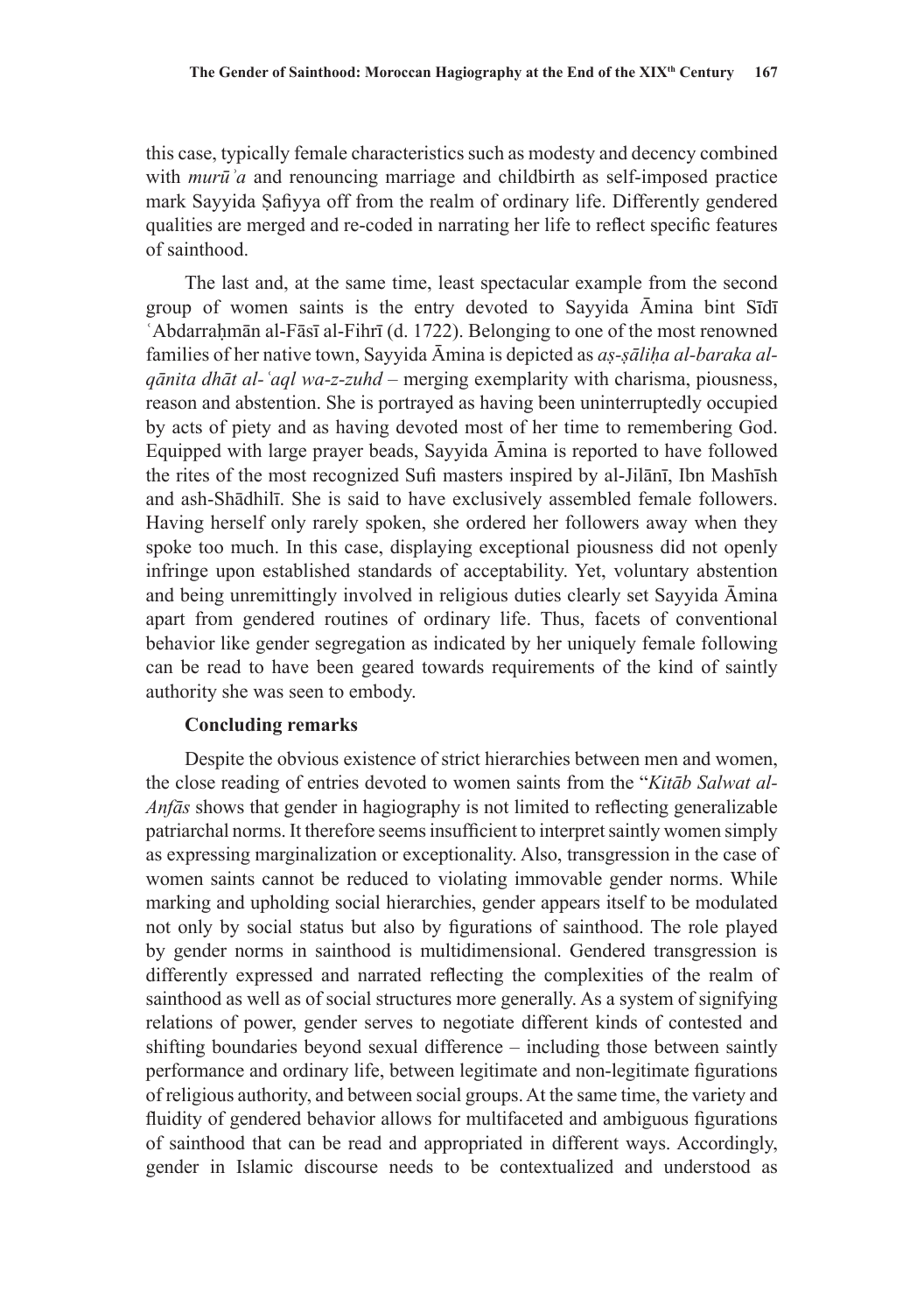this case, typically female characteristics such as modesty and decency combined with *murūʾa* and renouncing marriage and childbirth as self-imposed practice mark Sayyida Ṣafiyya off from the realm of ordinary life. Differently gendered qualities are merged and re-coded in narrating her life to reflect specific features of sainthood.

The last and, at the same time, least spectacular example from the second group of women saints is the entry devoted to Sayyida Āmina bint Sīdī ʿAbdarraḥmān al-Fāsī al-Fihrī (d. 1722). Belonging to one of the most renowned families of her native town, Sayyida Āmina is depicted as *aṣ-ṣāliḥa al-baraka al-qānita dhāt al-ʿaql wa-z-zuhd* – merging exemplarity with charisma, piousness, reason and abstention. She is portrayed as having been uninterruptedly occupied by acts of piety and as having devoted most of her time to remembering God. Equipped with large prayer beads, Sayyida Āmina is reported to have followed the rites of the most recognized Sufi masters inspired by al-Jilānī, Ibn Mashīsh and ash-Shādhilī. She is said to have exclusively assembled female followers. Having herself only rarely spoken, she ordered her followers away when they spoke too much. In this case, displaying exceptional piousness did not openly infringe upon established standards of acceptability. Yet, voluntary abstention and being unremittingly involved in religious duties clearly set Sayyida Āmina apart from gendered routines of ordinary life. Thus, facets of conventional behavior like gender segregation as indicated by her uniquely female following can be read to have been geared towards requirements of the kind of saintly authority she was seen to embody.

## Concluding remarks

Despite the obvious existence of strict hierarchies between men and women, the close reading of entries devoted to women saints from the "*Kitāb Salwat al-Anfās* shows that gender in hagiography is not limited to reflecting generalizable patriarchal norms. It therefore seems insufficient to interpret saintly women simply as expressing marginalization or exceptionality. Also, transgression in the case of women saints cannot be reduced to violating immovable gender norms. While marking and upholding social hierarchies, gender appears itself to be modulated not only by social status but also by figurations of sainthood. The role played by gender norms in sainthood is multidimensional. Gendered transgression is differently expressed and narrated reflecting the complexities of the realm of sainthood as well as of social structures more generally. As a system of signifying relations of power, gender serves to negotiate different kinds of contested and shifting boundaries beyond sexual difference – including those between saintly performance and ordinary life, between legitimate and non-legitimate figurations of religious authority, and between social groups. At the same time, the variety and fluidity of gendered behavior allows for multifaceted and ambiguous figurations of sainthood that can be read and appropriated in different ways. Accordingly, gender in Islamic discourse needs to be contextualized and understood as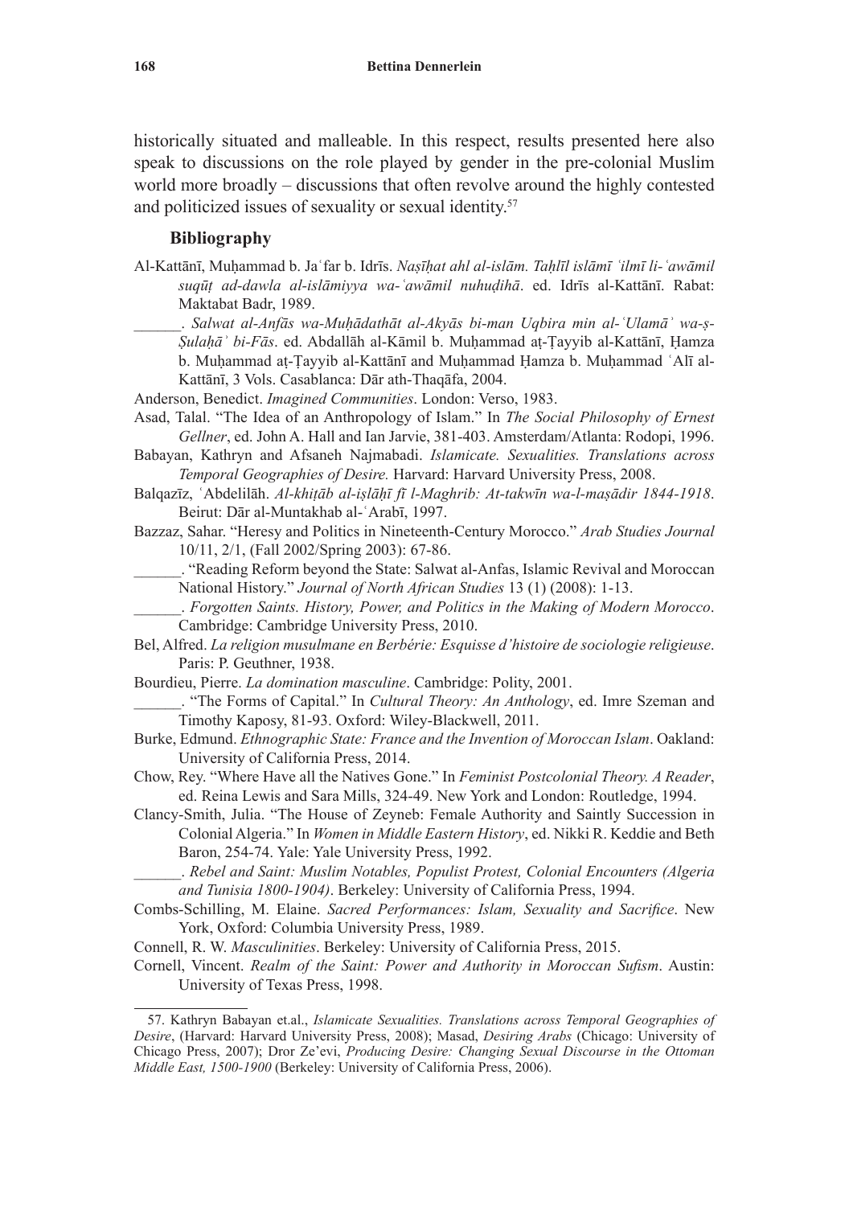historically situated and malleable. In this respect, results presented here also speak to discussions on the role played by gender in the pre-colonial Muslim world more broadly – discussions that often revolve around the highly contested and politicized issues of sexuality or sexual identity.[57]

## Bibliography

Al-Kattānī, Muḥammad b. Jaʿfar b. Idrīs. *Naṣīḥat ahl al-islām. Taḥlīl islāmī ʿilmī li-ʿawāmil suqūṭ ad-dawla al-islāmiyya wa-ʿawāmil nuhuḍihā*. ed. Idrīs al-Kattānī. Rabat: Maktabat Badr, 1989.

______. *Salwat al-Anfās wa-Muḥādathāt al-Akyās bi-man Uqbira min al-ʿUlamāʾ wa-ṣ-Ṣulaḥāʾ bi-Fās*. ed. Abdallāh al-Kāmil b. Muḥammad aṭ-Ṭayyib al-Kattānī, Ḥamza b. Muḥammad aṭ-Ṭayyib al-Kattānī and Muḥammad Ḥamza b. Muḥammad ʿAlī al-Kattānī, 3 Vols. Casablanca: Dār ath-Thaqāfa, 2004.

Anderson, Benedict. *Imagined Communities*. London: Verso, 1983.

Asad, Talal. "The Idea of an Anthropology of Islam." In *The Social Philosophy of Ernest Gellner*, ed. John A. Hall and Ian Jarvie, 381-403. Amsterdam/Atlanta: Rodopi, 1996.

Babayan, Kathryn and Afsaneh Najmabadi. *Islamicate. Sexualities. Translations across Temporal Geographies of Desire.* Harvard: Harvard University Press, 2008.

Balqazīz, ʿAbdelilāh. *Al-khiṭāb al-iṣlāḥī fī l-Maghrib: At-takwīn wa-l-maṣādir 1844-1918*. Beirut: Dār al-Muntakhab al-ʿArabī, 1997.

Bazzaz, Sahar. "Heresy and Politics in Nineteenth-Century Morocco." *Arab Studies Journal* 10/11, 2/1, (Fall 2002/Spring 2003): 67-86.

______. "Reading Reform beyond the State: Salwat al-Anfas, Islamic Revival and Moroccan National History." *Journal of North African Studies* 13 (1) (2008): 1-13.

______. *Forgotten Saints. History, Power, and Politics in the Making of Modern Morocco*. Cambridge: Cambridge University Press, 2010.

Bel, Alfred. *La religion musulmane en Berbérie: Esquisse d'histoire de sociologie religieuse*. Paris: P. Geuthner, 1938.

Bourdieu, Pierre. *La domination masculine*. Cambridge: Polity, 2001.

______. "The Forms of Capital." In *Cultural Theory: An Anthology*, ed. Imre Szeman and Timothy Kaposy, 81-93. Oxford: Wiley-Blackwell, 2011.

Burke, Edmund. *Ethnographic State: France and the Invention of Moroccan Islam*. Oakland: University of California Press, 2014.

Chow, Rey. "Where Have all the Natives Gone." In *Feminist Postcolonial Theory. A Reader*, ed. Reina Lewis and Sara Mills, 324-49. New York and London: Routledge, 1994.

Clancy-Smith, Julia. "The House of Zeyneb: Female Authority and Saintly Succession in Colonial Algeria." In *Women in Middle Eastern History*, ed. Nikki R. Keddie and Beth Baron, 254-74. Yale: Yale University Press, 1992.

______. *Rebel and Saint: Muslim Notables, Populist Protest, Colonial Encounters (Algeria and Tunisia 1800-1904)*. Berkeley: University of California Press, 1994.

Combs-Schilling, M. Elaine. *Sacred Performances: Islam, Sexuality and Sacrifice*. New York, Oxford: Columbia University Press, 1989.

Connell, R. W. *Masculinities*. Berkeley: University of California Press, 2015.

Cornell, Vincent. *Realm of the Saint: Power and Authority in Moroccan Sufism*. Austin: University of Texas Press, 1998.

---

57. Kathryn Babayan et.al., *Islamicate Sexualities. Translations across Temporal Geographies of Desire*, (Harvard: Harvard University Press, 2008); Masad, *Desiring Arabs* (Chicago: University of Chicago Press, 2007); Dror Ze'evi, *Producing Desire: Changing Sexual Discourse in the Ottoman Middle East, 1500-1900* (Berkeley: University of California Press, 2006).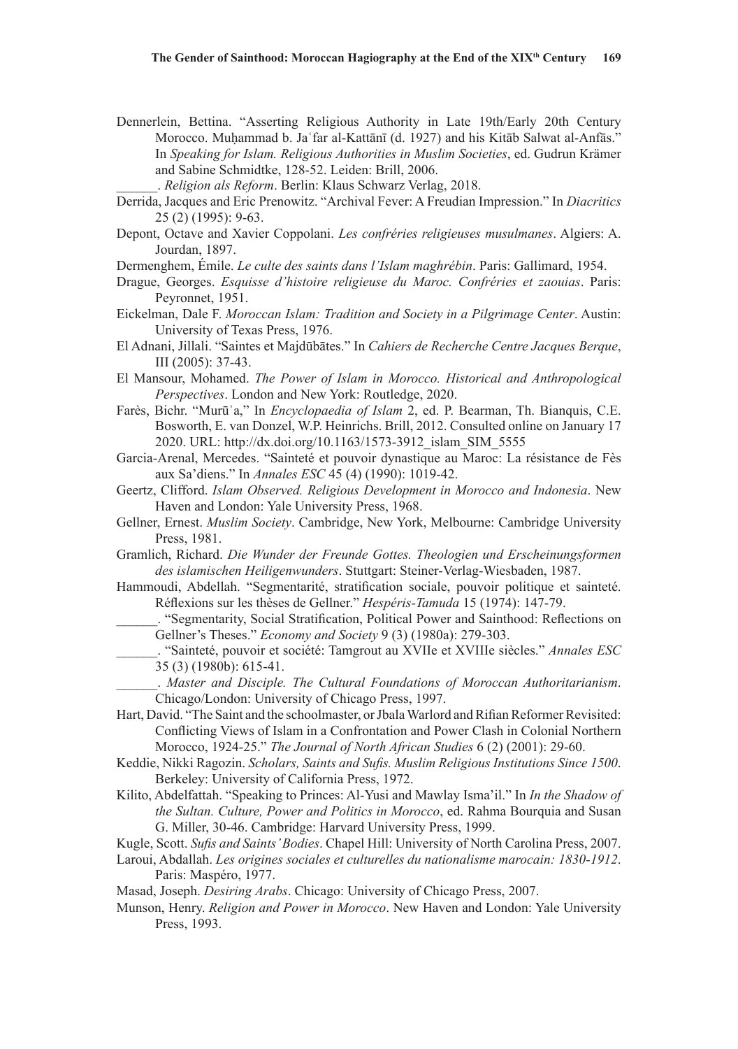Dennerlein, Bettina. "Asserting Religious Authority in Late 19th/Early 20th Century Morocco. Muḥammad b. Jaʿfar al-Kattānī (d. 1927) and his Kitāb Salwat al-Anfās." In *Speaking for Islam. Religious Authorities in Muslim Societies*, ed. Gudrun Krämer and Sabine Schmidtke, 128-52. Leiden: Brill, 2006.

______. *Religion als Reform*. Berlin: Klaus Schwarz Verlag, 2018.

Derrida, Jacques and Eric Prenowitz. "Archival Fever: A Freudian Impression." In *Diacritics* 25 (2) (1995): 9-63.

Depont, Octave and Xavier Coppolani. *Les confréries religieuses musulmanes*. Algiers: A. Jourdan, 1897.

Dermenghem, Émile. *Le culte des saints dans l'Islam maghrébin*. Paris: Gallimard, 1954.

Drague, Georges. *Esquisse d'histoire religieuse du Maroc. Confréries et zaouias*. Paris: Peyronnet, 1951.

Eickelman, Dale F. *Moroccan Islam: Tradition and Society in a Pilgrimage Center*. Austin: University of Texas Press, 1976.

El Adnani, Jillali. "Saintes et Majdūbātes." In *Cahiers de Recherche Centre Jacques Berque*, III (2005): 37-43.

El Mansour, Mohamed. *The Power of Islam in Morocco. Historical and Anthropological Perspectives*. London and New York: Routledge, 2020.

Farès, Bichr. "Murūʾa," In *Encyclopaedia of Islam* 2, ed. P. Bearman, Th. Bianquis, C.E. Bosworth, E. van Donzel, W.P. Heinrichs. Brill, 2012. Consulted online on January 17 2020. URL: http://dx.doi.org/10.1163/1573-3912_islam_SIM_5555

Garcia-Arenal, Mercedes. "Sainteté et pouvoir dynastique au Maroc: La résistance de Fès aux Sa'diens." In *Annales ESC* 45 (4) (1990): 1019-42.

Geertz, Clifford. *Islam Observed. Religious Development in Morocco and Indonesia*. New Haven and London: Yale University Press, 1968.

Gellner, Ernest. *Muslim Society*. Cambridge, New York, Melbourne: Cambridge University Press, 1981.

Gramlich, Richard. *Die Wunder der Freunde Gottes. Theologien und Erscheinungsformen des islamischen Heiligenwunders*. Stuttgart: Steiner-Verlag-Wiesbaden, 1987.

Hammoudi, Abdellah. "Segmentarité, stratification sociale, pouvoir politique et sainteté. Réflexions sur les thèses de Gellner." *Hespéris-Tamuda* 15 (1974): 147-79.

______. "Segmentarity, Social Stratification, Political Power and Sainthood: Reflections on Gellner's Theses." *Economy and Society* 9 (3) (1980a): 279-303.

______. "Sainteté, pouvoir et société: Tamgrout au XVIIe et XVIIIe siècles." *Annales ESC* 35 (3) (1980b): 615-41.

______. *Master and Disciple. The Cultural Foundations of Moroccan Authoritarianism*. Chicago/London: University of Chicago Press, 1997.

Hart, David. "The Saint and the schoolmaster, or Jbala Warlord and Rifian Reformer Revisited: Conflicting Views of Islam in a Confrontation and Power Clash in Colonial Northern Morocco, 1924-25." *The Journal of North African Studies* 6 (2) (2001): 29-60.

Keddie, Nikki Ragozin. *Scholars, Saints and Sufis. Muslim Religious Institutions Since 1500*. Berkeley: University of California Press, 1972.

Kilito, Abdelfattah. "Speaking to Princes: Al-Yusi and Mawlay Isma'il." In *In the Shadow of the Sultan. Culture, Power and Politics in Morocco*, ed. Rahma Bourquia and Susan G. Miller, 30-46. Cambridge: Harvard University Press, 1999.

Kugle, Scott. *Sufis and Saints' Bodies*. Chapel Hill: University of North Carolina Press, 2007.

Laroui, Abdallah. *Les origines sociales et culturelles du nationalisme marocain: 1830-1912*. Paris: Maspéro, 1977.

Masad, Joseph. *Desiring Arabs*. Chicago: University of Chicago Press, 2007.

Munson, Henry. *Religion and Power in Morocco*. New Haven and London: Yale University Press, 1993.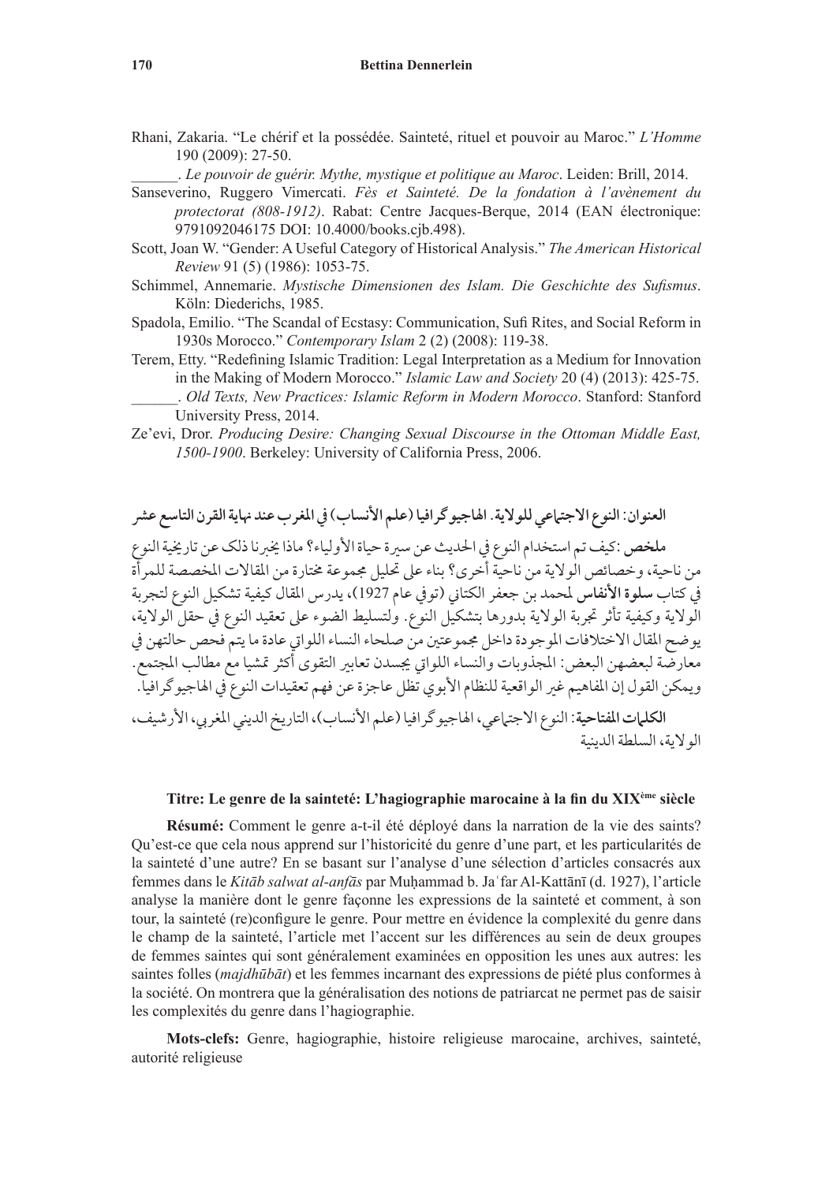Rhani, Zakaria. “Le chérif et la possédée. Sainteté, rituel et pouvoir au Maroc.” *L'Homme* 190 (2009): 27-50.

______. *Le pouvoir de guérir. Mythe, mystique et politique au Maroc*. Leiden: Brill, 2014.

Sanseverino, Ruggero Vimercati. *Fès et Sainteté. De la fondation à l'avènement du protectorat (808-1912)*. Rabat: Centre Jacques-Berque, 2014 (EAN électronique: 9791092046175 DOI: 10.4000/books.cjb.498).

Scott, Joan W. “Gender: A Useful Category of Historical Analysis.” *The American Historical Review* 91 (5) (1986): 1053-75.

Schimmel, Annemarie. *Mystische Dimensionen des Islam. Die Geschichte des Sufismus*. Köln: Diederichs, 1985.

Spadola, Emilio. “The Scandal of Ecstasy: Communication, Sufi Rites, and Social Reform in 1930s Morocco.” *Contemporary Islam* 2 (2) (2008): 119-38.

Terem, Etty. “Redefining Islamic Tradition: Legal Interpretation as a Medium for Innovation in the Making of Modern Morocco.” *Islamic Law and Society* 20 (4) (2013): 425-75.

______. *Old Texts, New Practices: Islamic Reform in Modern Morocco*. Stanford: Stanford University Press, 2014.

Ze'evi, Dror. *Producing Desire: Changing Sexual Discourse in the Ottoman Middle East, 1500-1900*. Berkeley: University of California Press, 2006.

**العنوان: النوع الاجتماعي للولاية. الهاجيوگرافيا (علم الأنساب) في المغرب عند نهاية القرن التاسع عشر**

**ملخص**: كيف تم استخدام النوع في الحديث عن سيرة حياة الأولياء؟ ماذا يخبرنا ذلک عن تاريخية النوع من ناحية، وخصائص الولاية من ناحية أخرى؟ بناء على تحليل مجموعة مختارة من المقالات المخصصة للمرأة في كتاب **سلوة الأنفاس** لمحمد بن جعفر الكتاني (توفي عام 1927)، يدرس المقال كيفية تشكيل النوع لتجربة الولاية وكيفية تأثر تجربة الولاية بدورها بتشكيل النوع. ولتسليط الضوء على تعقيد النوع في حقل الولاية، يوضح المقال الاختلافات الموجودة داخل مجموعتين من صلحاء النساء اللواتي عادة ما يتم فحص حالتهن في معارضة لبعضهن البعض: المجذوبات والنساء اللواتي يجسدن تعابير التقوى أكثر تمشيا مع مطالب المجتمع. ويمكن القول إن المفاهيم غير الواقعية للنظام الأبوي تظل عاجزة عن فهم تعقيدات النوع في الهاجيوگرافيا.

**الكلمات المفتاحية**: النوع الاجتماعي، الهاجيوگرافيا (علم الأنساب)، التاريخ الديني المغربي، الأرشيف، الولاية، السلطة الدينية

**Titre: Le genre de la sainteté: L'hagiographie marocaine à la fin du XIXème siècle**

**Résumé:** Comment le genre a-t-il été déployé dans la narration de la vie des saints? Qu'est-ce que cela nous apprend sur l'historicité du genre d'une part, et les particularités de la sainteté d'une autre? En se basant sur l'analyse d'une sélection d'articles consacrés aux femmes dans le *Kitāb salwat al-anfās* par Muḥammad b. Jaʿfar Al-Kattānī (d. 1927), l'article analyse la manière dont le genre façonne les expressions de la sainteté et comment, à son tour, la sainteté (re)configure le genre. Pour mettre en évidence la complexité du genre dans le champ de la sainteté, l'article met l'accent sur les différences au sein de deux groupes de femmes saintes qui sont généralement examinées en opposition les unes aux autres: les saintes folles (*majdhūbāt*) et les femmes incarnant des expressions de piété plus conformes à la société. On montrera que la généralisation des notions de patriarcat ne permet pas de saisir les complexités du genre dans l'hagiographie.

**Mots-clefs:** Genre, hagiographie, histoire religieuse marocaine, archives, sainteté, autorité religieuse